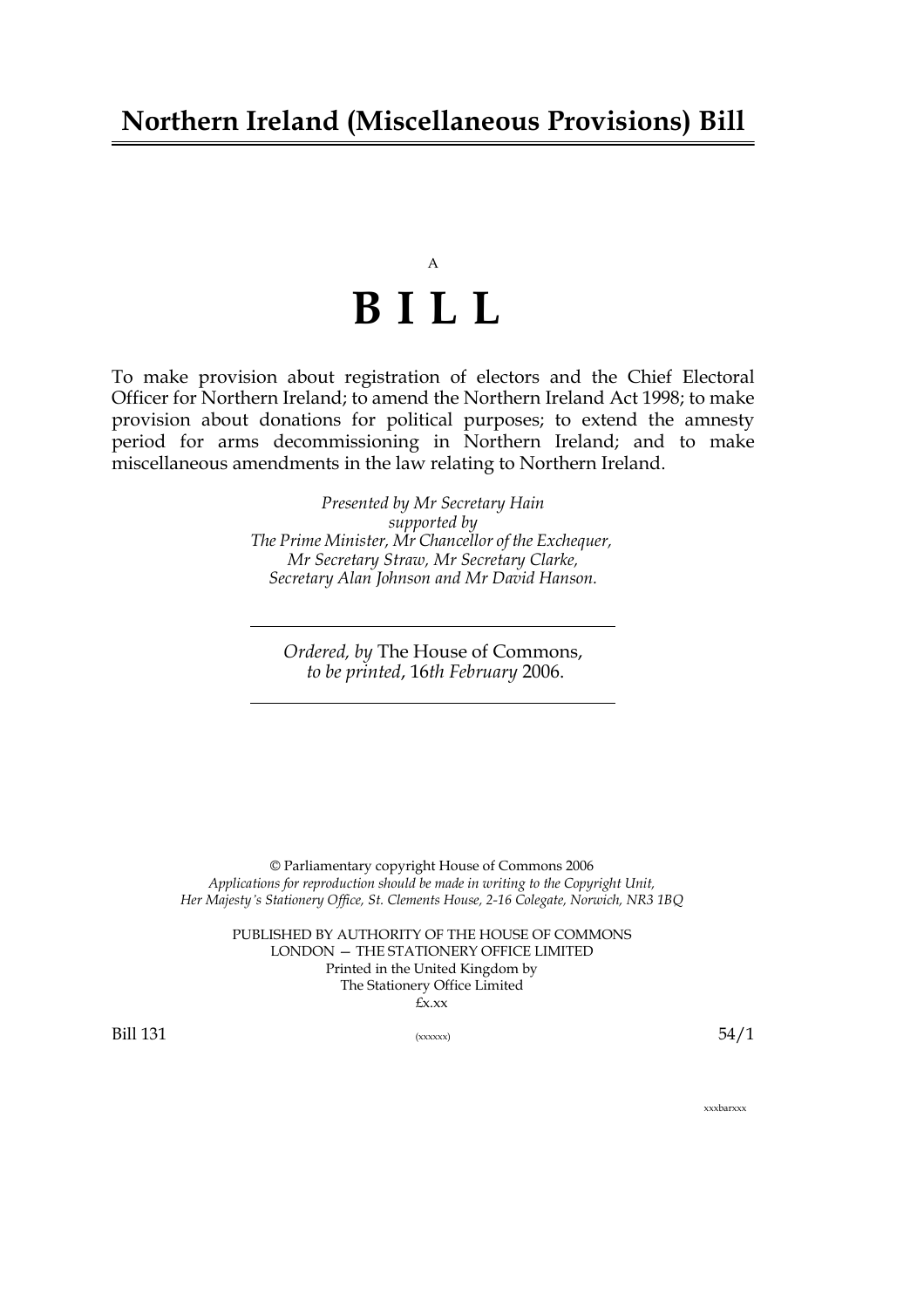# Northern Ireland (Miscellaneous Provisions) Bill

A

# B I L L

To make provision about registration of electors and the Chief Electoral Officer for Northern Ireland; to amend the Northern Ireland Act 1998; to make provision about donations for political purposes; to extend the amnesty period for arms decommissioning in Northern Ireland; and to make miscellaneous amendments in the law relating to Northern Ireland.

*Presented by Mr Secretary Hain*
*supported by*
*The Prime Minister, Mr Chancellor of the Exchequer,*
*Mr Secretary Straw, Mr Secretary Clarke,*
*Secretary Alan Johnson and Mr David Hanson.*

---

*Ordered, by* The House of Commons,
*to be printed*, 16*th February* 2006.

---

© Parliamentary copyright House of Commons 2006
*Applications for reproduction should be made in writing to the Copyright Unit,*
*Her Majesty's Stationery Office, St. Clements House, 2-16 Colegate, Norwich, NR3 1BQ*

PUBLISHED BY AUTHORITY OF THE HOUSE OF COMMONS
LONDON — THE STATIONERY OFFICE LIMITED
Printed in the United Kingdom by
The Stationery Office Limited
£x.xx

Bill 131 (xxxxxx) 54/1

xxxbarxxx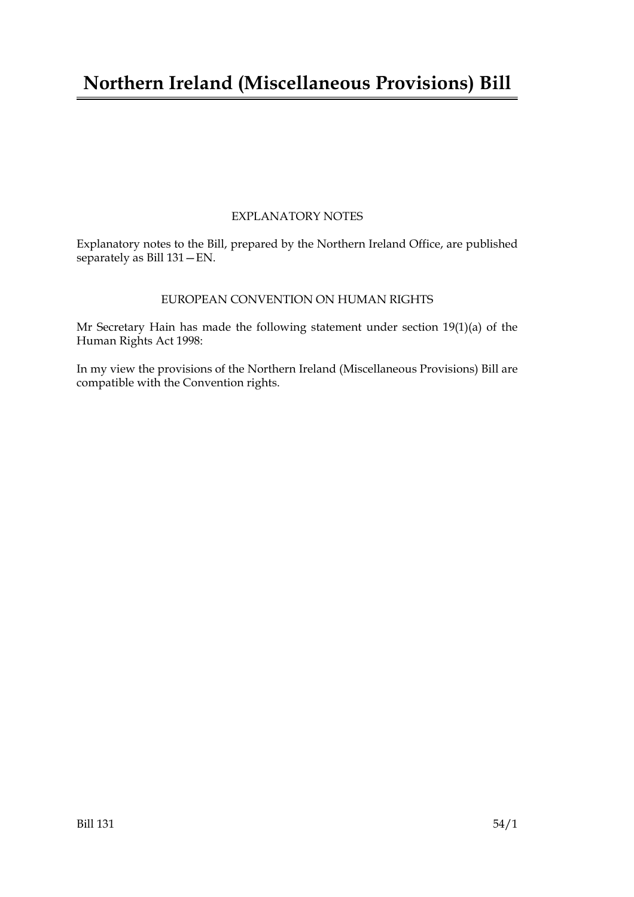# Northern Ireland (Miscellaneous Provisions) Bill

EXPLANATORY NOTES

Explanatory notes to the Bill, prepared by the Northern Ireland Office, are published separately as Bill 131—EN.

EUROPEAN CONVENTION ON HUMAN RIGHTS

Mr Secretary Hain has made the following statement under section 19(1)(a) of the Human Rights Act 1998:

In my view the provisions of the Northern Ireland (Miscellaneous Provisions) Bill are compatible with the Convention rights.

Bill 131 54/1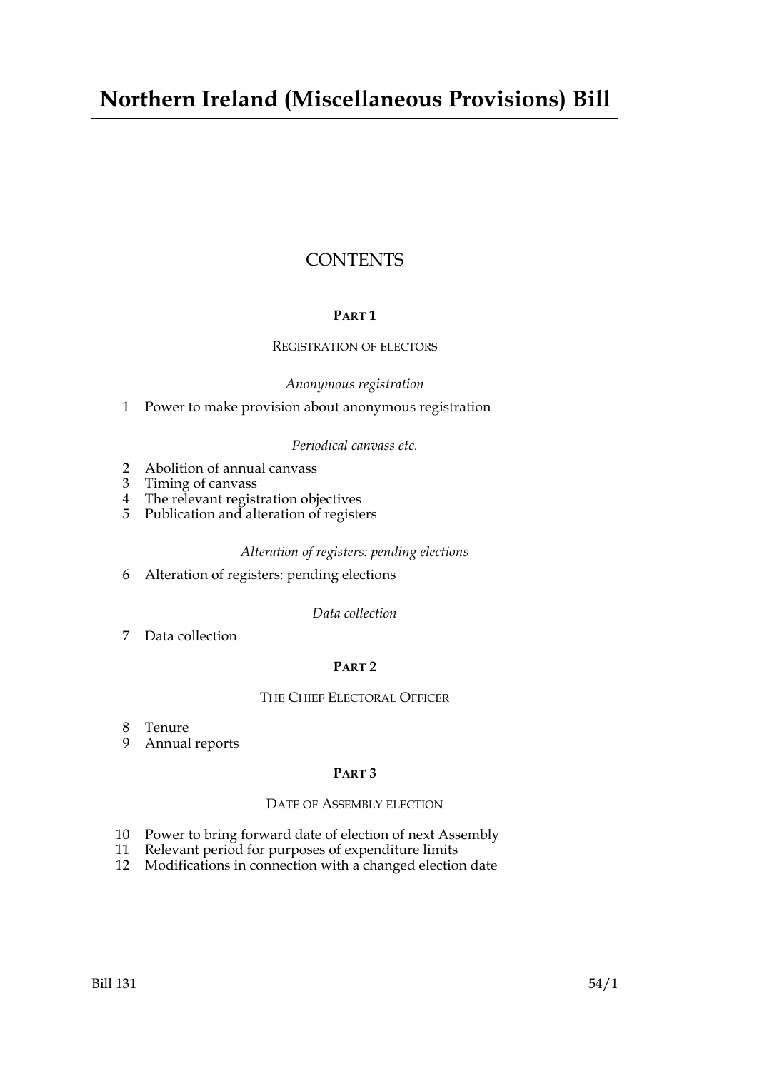# Northern Ireland (Miscellaneous Provisions) Bill

## CONTENTS

### PART 1

#### REGISTRATION OF ELECTORS

*Anonymous registration*

1 Power to make provision about anonymous registration

*Periodical canvass etc.*

2 Abolition of annual canvass
3 Timing of canvass
4 The relevant registration objectives
5 Publication and alteration of registers

*Alteration of registers: pending elections*

6 Alteration of registers: pending elections

*Data collection*

7 Data collection

### PART 2

#### THE CHIEF ELECTORAL OFFICER

8 Tenure
9 Annual reports

### PART 3

#### DATE OF ASSEMBLY ELECTION

10 Power to bring forward date of election of next Assembly
11 Relevant period for purposes of expenditure limits
12 Modifications in connection with a changed election date

Bill 131 54/1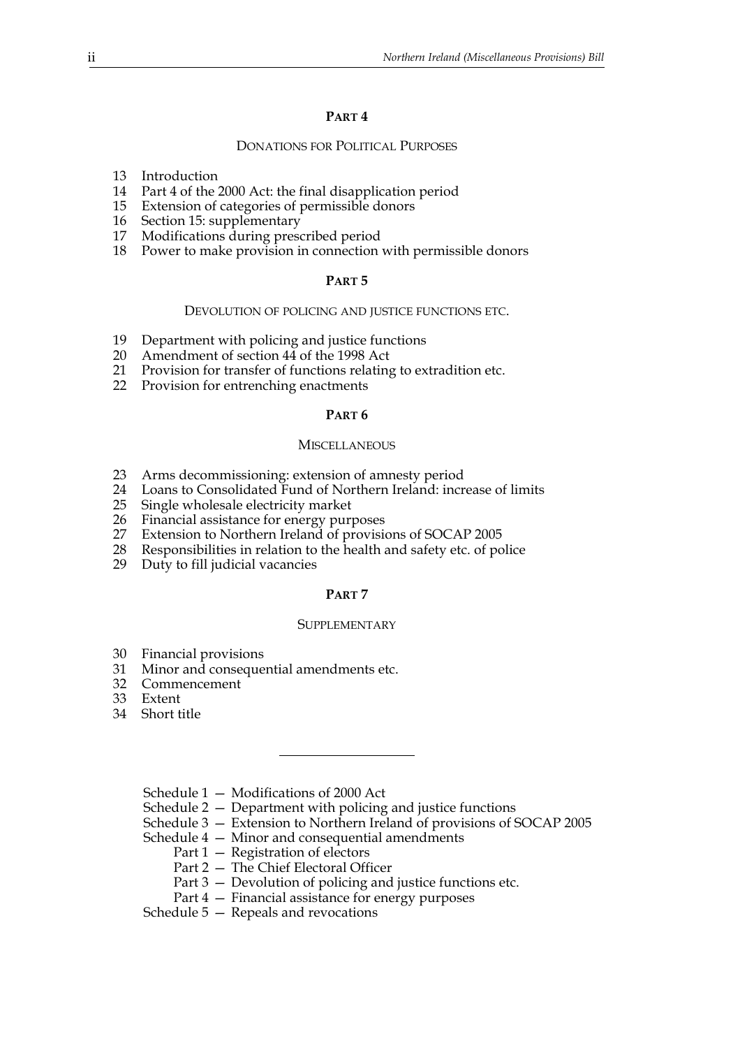## PART 4

### DONATIONS FOR POLITICAL PURPOSES

13 Introduction
14 Part 4 of the 2000 Act: the final disapplication period
15 Extension of categories of permissible donors
16 Section 15: supplementary
17 Modifications during prescribed period
18 Power to make provision in connection with permissible donors

## PART 5

### DEVOLUTION OF POLICING AND JUSTICE FUNCTIONS ETC.

19 Department with policing and justice functions
20 Amendment of section 44 of the 1998 Act
21 Provision for transfer of functions relating to extradition etc.
22 Provision for entrenching enactments

## PART 6

### MISCELLANEOUS

23 Arms decommissioning: extension of amnesty period
24 Loans to Consolidated Fund of Northern Ireland: increase of limits
25 Single wholesale electricity market
26 Financial assistance for energy purposes
27 Extension to Northern Ireland of provisions of SOCAP 2005
28 Responsibilities in relation to the health and safety etc. of police
29 Duty to fill judicial vacancies

## PART 7

### SUPPLEMENTARY

30 Financial provisions
31 Minor and consequential amendments etc.
32 Commencement
33 Extent
34 Short title

---

Schedule 1 — Modifications of 2000 Act
Schedule 2 — Department with policing and justice functions
Schedule 3 — Extension to Northern Ireland of provisions of SOCAP 2005
Schedule 4 — Minor and consequential amendments
  Part 1 — Registration of electors
  Part 2 — The Chief Electoral Officer
  Part 3 — Devolution of policing and justice functions etc.
  Part 4 — Financial assistance for energy purposes
Schedule 5 — Repeals and revocations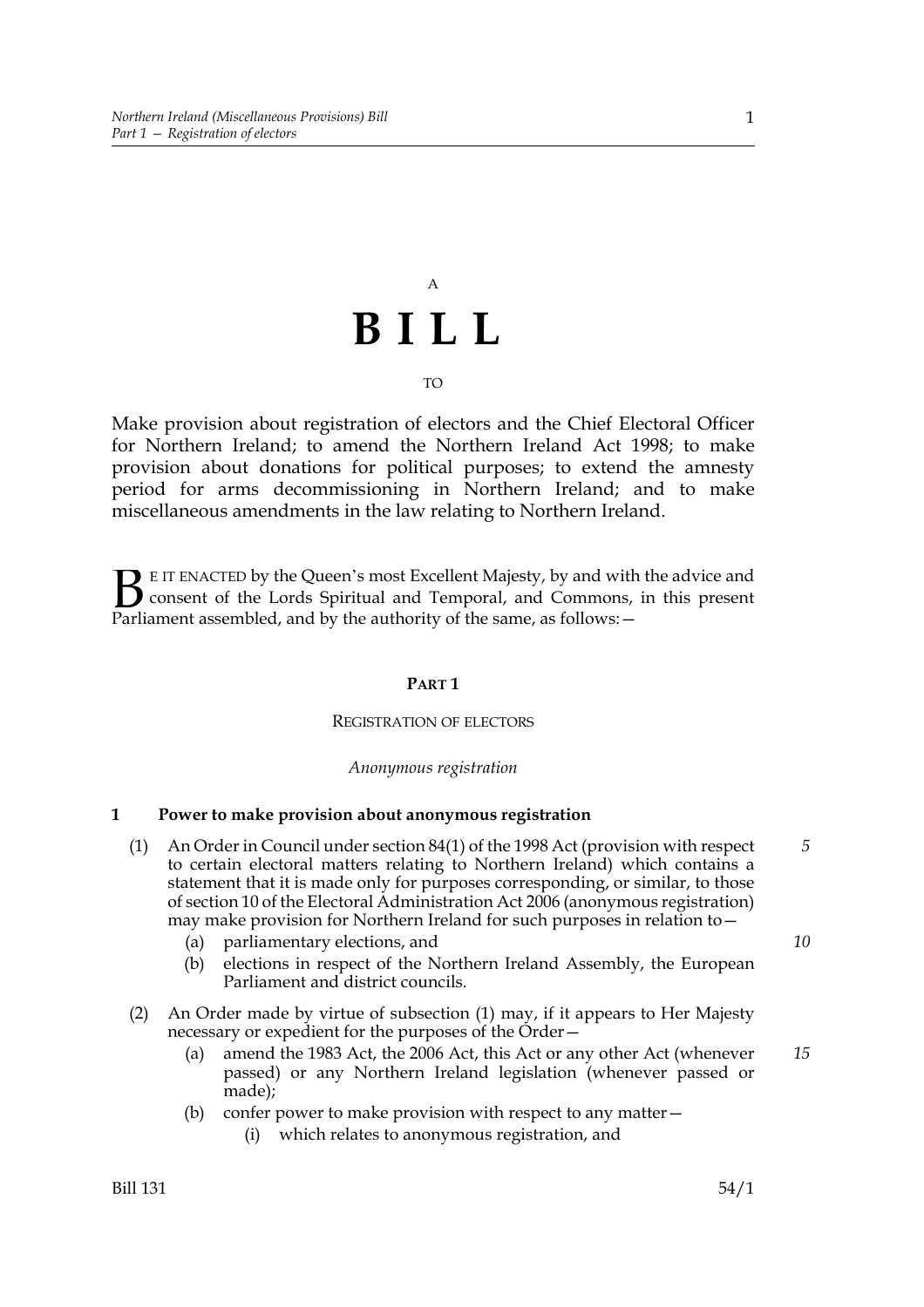A

# B I L L

TO

Make provision about registration of electors and the Chief Electoral Officer for Northern Ireland; to amend the Northern Ireland Act 1998; to make provision about donations for political purposes; to extend the amnesty period for arms decommissioning in Northern Ireland; and to make miscellaneous amendments in the law relating to Northern Ireland.

BE IT ENACTED by the Queen's most Excellent Majesty, by and with the advice and consent of the Lords Spiritual and Temporal, and Commons, in this present Parliament assembled, and by the authority of the same, as follows:—

## PART 1

### REGISTRATION OF ELECTORS

*Anonymous registration*

**1 Power to make provision about anonymous registration**

(1) An Order in Council under section 84(1) of the 1998 Act (provision with respect to certain electoral matters relating to Northern Ireland) which contains a statement that it is made only for purposes corresponding, or similar, to those of section 10 of the Electoral Administration Act 2006 (anonymous registration) may make provision for Northern Ireland for such purposes in relation to—

  (a) parliamentary elections, and

  (b) elections in respect of the Northern Ireland Assembly, the European Parliament and district councils.

(2) An Order made by virtue of subsection (1) may, if it appears to Her Majesty necessary or expedient for the purposes of the Order—

  (a) amend the 1983 Act, the 2006 Act, this Act or any other Act (whenever passed) or any Northern Ireland legislation (whenever passed or made);

  (b) confer power to make provision with respect to any matter—

    (i) which relates to anonymous registration, and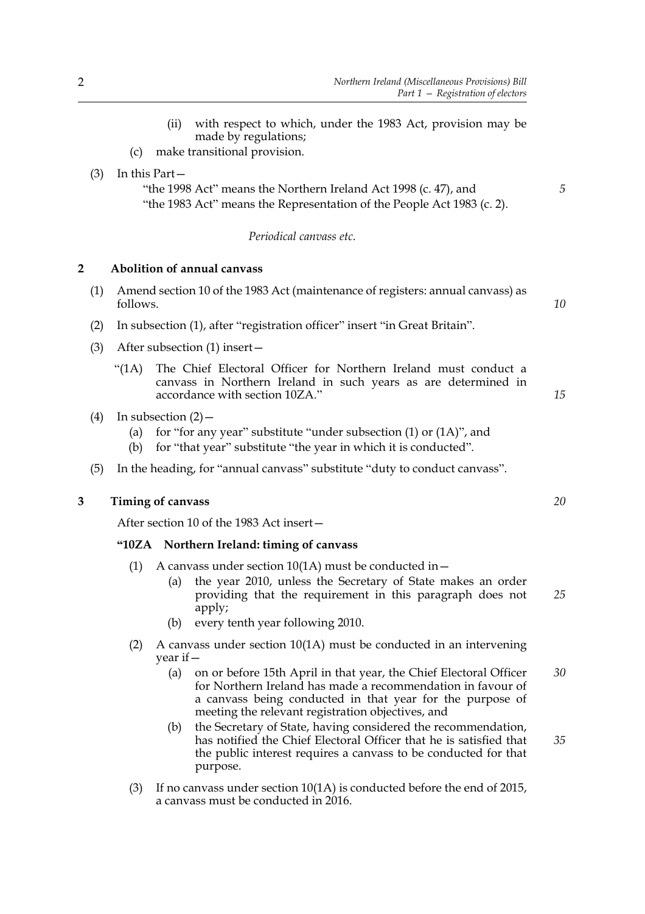(ii) with respect to which, under the 1983 Act, provision may be made by regulations;

(c) make transitional provision.

(3) In this Part—

"the 1998 Act" means the Northern Ireland Act 1998 (c. 47), and

"the 1983 Act" means the Representation of the People Act 1983 (c. 2).

*Periodical canvass etc.*

**2 Abolition of annual canvass**

(1) Amend section 10 of the 1983 Act (maintenance of registers: annual canvass) as follows.

(2) In subsection (1), after "registration officer" insert "in Great Britain".

(3) After subsection (1) insert—

"(1A) The Chief Electoral Officer for Northern Ireland must conduct a canvass in Northern Ireland in such years as are determined in accordance with section 10ZA."

(4) In subsection (2)—

(a) for "for any year" substitute "under subsection (1) or (1A)", and

(b) for "that year" substitute "the year in which it is conducted".

(5) In the heading, for "annual canvass" substitute "duty to conduct canvass".

**3 Timing of canvass**

After section 10 of the 1983 Act insert—

**"10ZA Northern Ireland: timing of canvass**

(1) A canvass under section 10(1A) must be conducted in—

(a) the year 2010, unless the Secretary of State makes an order providing that the requirement in this paragraph does not apply;

(b) every tenth year following 2010.

(2) A canvass under section 10(1A) must be conducted in an intervening year if—

(a) on or before 15th April in that year, the Chief Electoral Officer for Northern Ireland has made a recommendation in favour of a canvass being conducted in that year for the purpose of meeting the relevant registration objectives, and

(b) the Secretary of State, having considered the recommendation, has notified the Chief Electoral Officer that he is satisfied that the public interest requires a canvass to be conducted for that purpose.

(3) If no canvass under section 10(1A) is conducted before the end of 2015, a canvass must be conducted in 2016.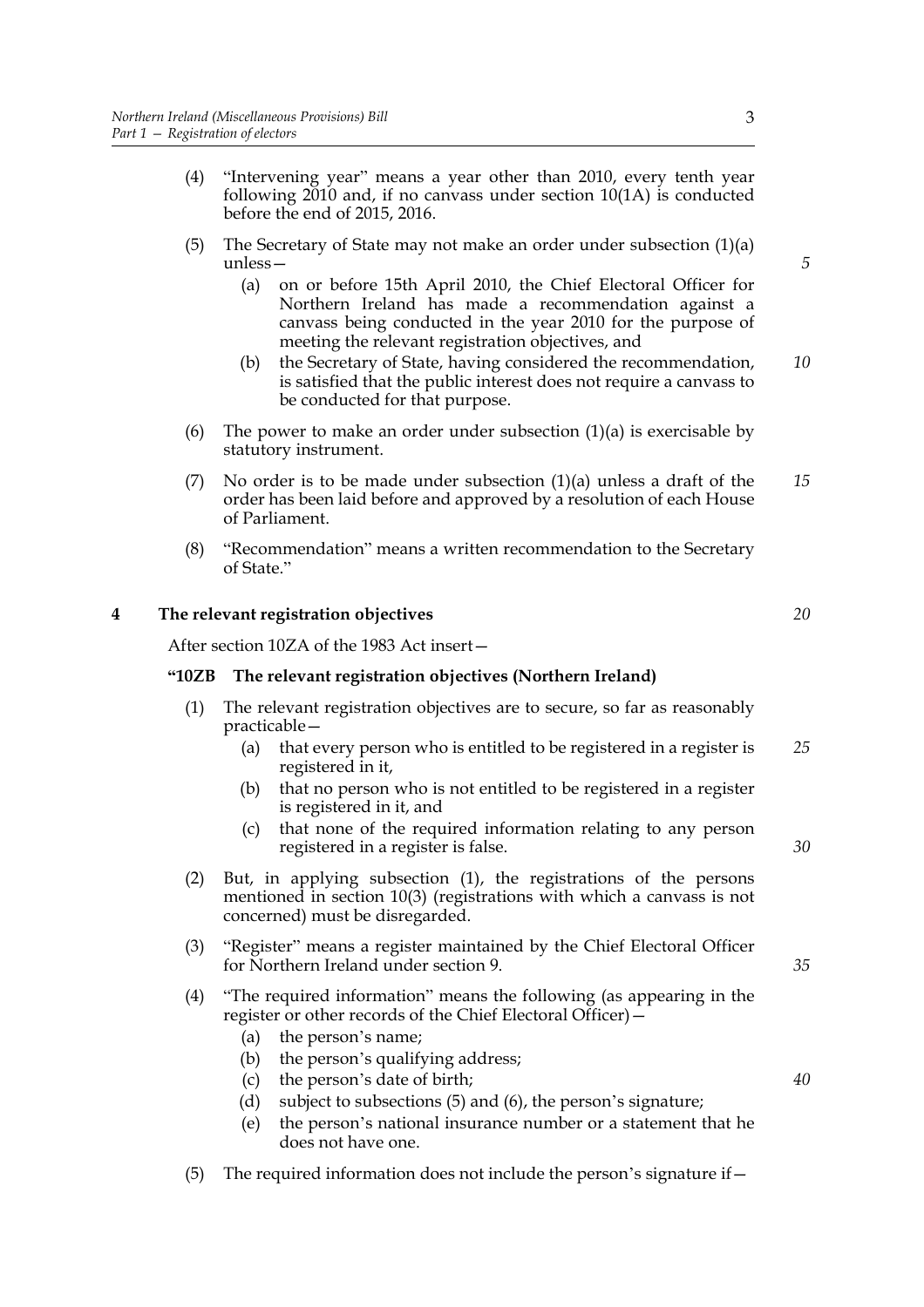(4) "Intervening year" means a year other than 2010, every tenth year following 2010 and, if no canvass under section 10(1A) is conducted before the end of 2015, 2016.

(5) The Secretary of State may not make an order under subsection (1)(a) unless—

   (a) on or before 15th April 2010, the Chief Electoral Officer for Northern Ireland has made a recommendation against a canvass being conducted in the year 2010 for the purpose of meeting the relevant registration objectives, and

   (b) the Secretary of State, having considered the recommendation, is satisfied that the public interest does not require a canvass to be conducted for that purpose.

(6) The power to make an order under subsection (1)(a) is exercisable by statutory instrument.

(7) No order is to be made under subsection (1)(a) unless a draft of the order has been laid before and approved by a resolution of each House of Parliament.

(8) "Recommendation" means a written recommendation to the Secretary of State."

## 4 The relevant registration objectives

After section 10ZA of the 1983 Act insert—

### "10ZB The relevant registration objectives (Northern Ireland)

(1) The relevant registration objectives are to secure, so far as reasonably practicable—

   (a) that every person who is entitled to be registered in a register is registered in it,

   (b) that no person who is not entitled to be registered in a register is registered in it, and

   (c) that none of the required information relating to any person registered in a register is false.

(2) But, in applying subsection (1), the registrations of the persons mentioned in section 10(3) (registrations with which a canvass is not concerned) must be disregarded.

(3) "Register" means a register maintained by the Chief Electoral Officer for Northern Ireland under section 9.

(4) "The required information" means the following (as appearing in the register or other records of the Chief Electoral Officer)—

   (a) the person's name;

   (b) the person's qualifying address;

   (c) the person's date of birth;

   (d) subject to subsections (5) and (6), the person's signature;

   (e) the person's national insurance number or a statement that he does not have one.

(5) The required information does not include the person's signature if—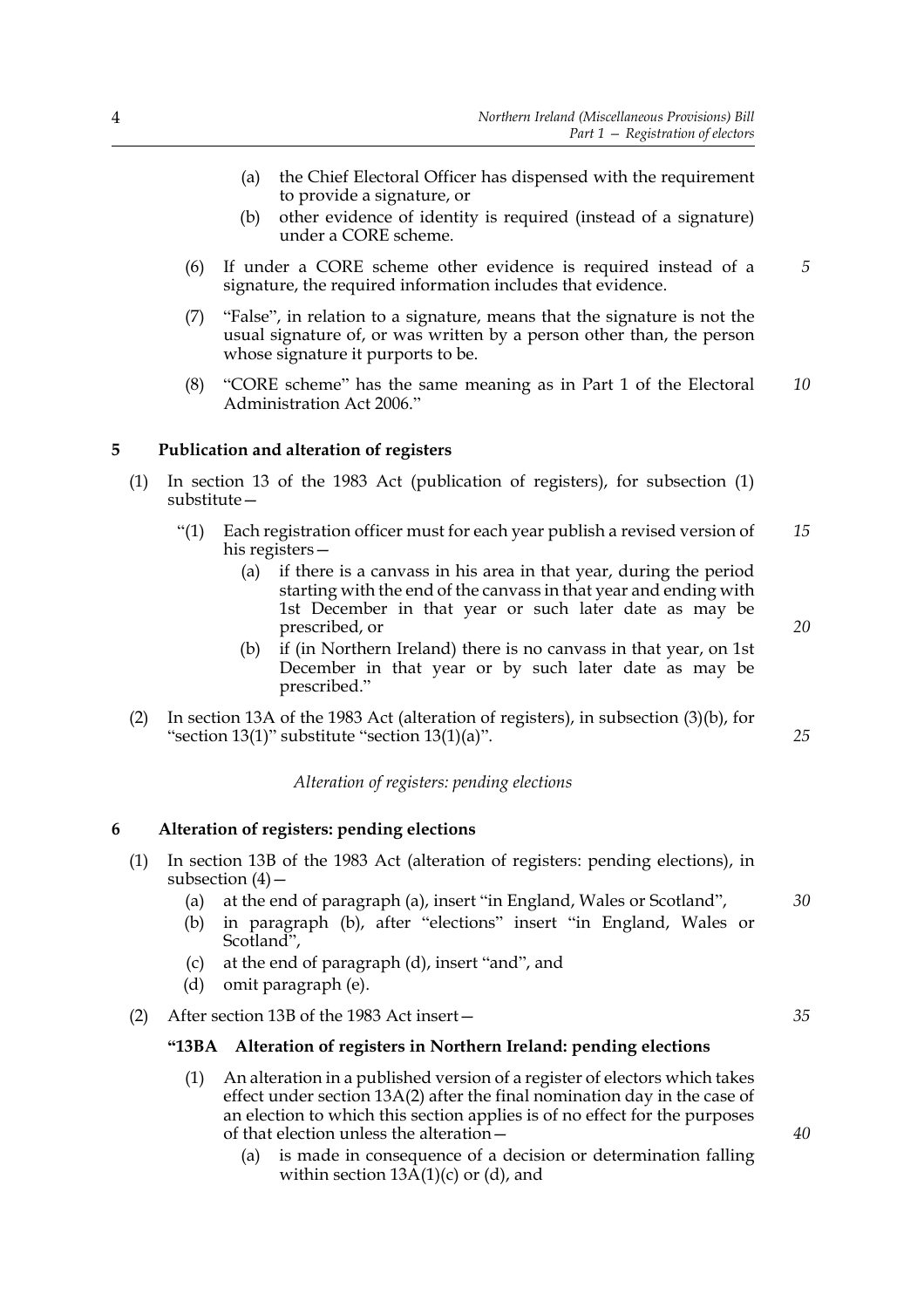(a) the Chief Electoral Officer has dispensed with the requirement to provide a signature, or

(b) other evidence of identity is required (instead of a signature) under a CORE scheme.

(6) If under a CORE scheme other evidence is required instead of a signature, the required information includes that evidence.

(7) "False", in relation to a signature, means that the signature is not the usual signature of, or was written by a person other than, the person whose signature it purports to be.

(8) "CORE scheme" has the same meaning as in Part 1 of the Electoral Administration Act 2006."

## 5 Publication and alteration of registers

(1) In section 13 of the 1983 Act (publication of registers), for subsection (1) substitute—

"(1) Each registration officer must for each year publish a revised version of his registers—

(a) if there is a canvass in his area in that year, during the period starting with the end of the canvass in that year and ending with 1st December in that year or such later date as may be prescribed, or

(b) if (in Northern Ireland) there is no canvass in that year, on 1st December in that year or by such later date as may be prescribed."

(2) In section 13A of the 1983 Act (alteration of registers), in subsection (3)(b), for "section 13(1)" substitute "section 13(1)(a)".

*Alteration of registers: pending elections*

## 6 Alteration of registers: pending elections

(1) In section 13B of the 1983 Act (alteration of registers: pending elections), in subsection (4)—

(a) at the end of paragraph (a), insert "in England, Wales or Scotland",

(b) in paragraph (b), after "elections" insert "in England, Wales or Scotland",

(c) at the end of paragraph (d), insert "and", and

(d) omit paragraph (e).

(2) After section 13B of the 1983 Act insert—

**"13BA Alteration of registers in Northern Ireland: pending elections**

(1) An alteration in a published version of a register of electors which takes effect under section 13A(2) after the final nomination day in the case of an election to which this section applies is of no effect for the purposes of that election unless the alteration—

(a) is made in consequence of a decision or determination falling within section 13A(1)(c) or (d), and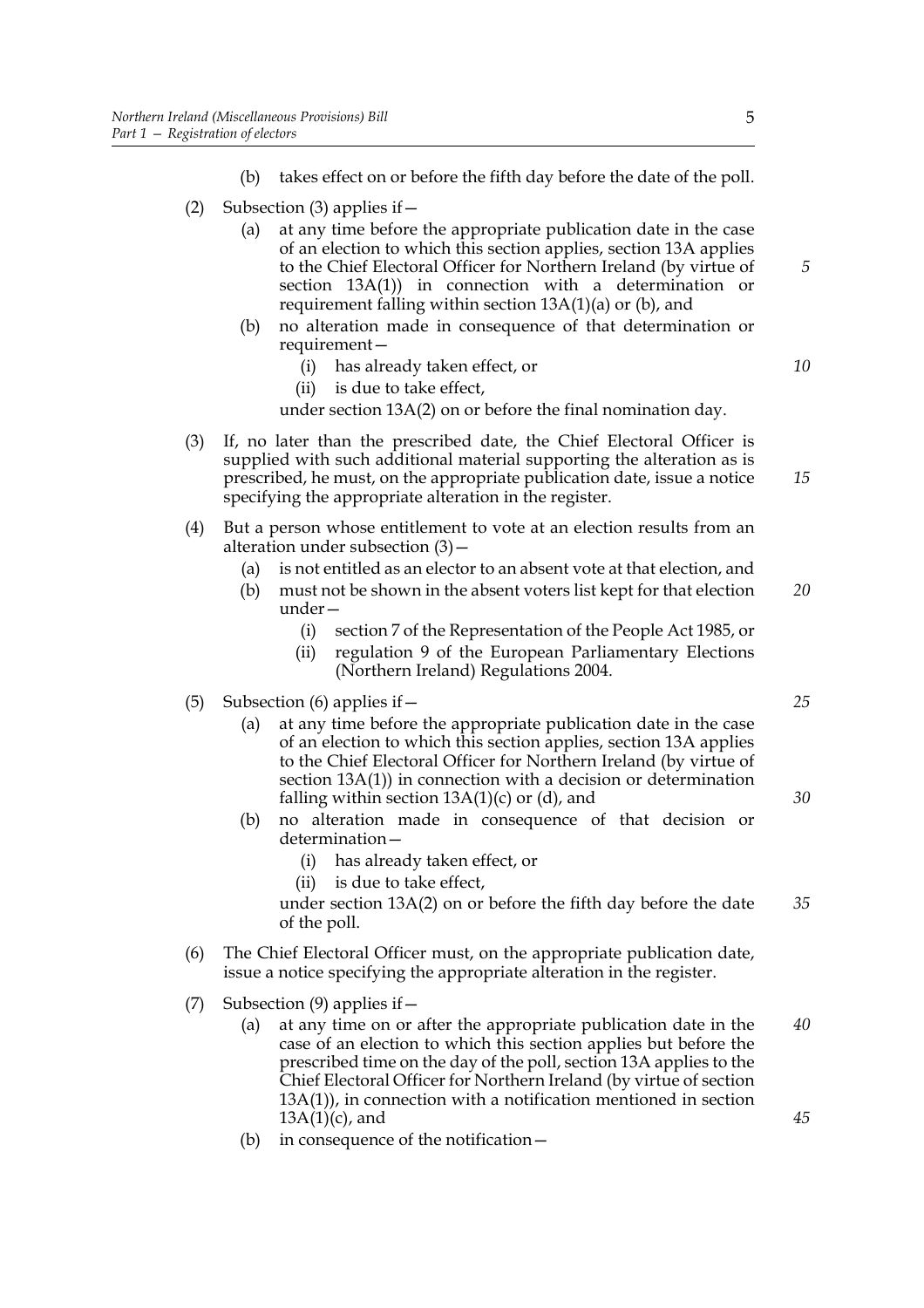(b) takes effect on or before the fifth day before the date of the poll.

(2) Subsection (3) applies if—

(a) at any time before the appropriate publication date in the case of an election to which this section applies, section 13A applies to the Chief Electoral Officer for Northern Ireland (by virtue of section 13A(1)) in connection with a determination or requirement falling within section 13A(1)(a) or (b), and

(b) no alteration made in consequence of that determination or requirement—

(i) has already taken effect, or

(ii) is due to take effect,

under section 13A(2) on or before the final nomination day.

(3) If, no later than the prescribed date, the Chief Electoral Officer is supplied with such additional material supporting the alteration as is prescribed, he must, on the appropriate publication date, issue a notice specifying the appropriate alteration in the register.

(4) But a person whose entitlement to vote at an election results from an alteration under subsection (3)—

(a) is not entitled as an elector to an absent vote at that election, and

(b) must not be shown in the absent voters list kept for that election under—

(i) section 7 of the Representation of the People Act 1985, or

(ii) regulation 9 of the European Parliamentary Elections (Northern Ireland) Regulations 2004.

(5) Subsection (6) applies if—

(a) at any time before the appropriate publication date in the case of an election to which this section applies, section 13A applies to the Chief Electoral Officer for Northern Ireland (by virtue of section 13A(1)) in connection with a decision or determination falling within section 13A(1)(c) or (d), and

(b) no alteration made in consequence of that decision or determination—

(i) has already taken effect, or

(ii) is due to take effect,

under section 13A(2) on or before the fifth day before the date of the poll.

(6) The Chief Electoral Officer must, on the appropriate publication date, issue a notice specifying the appropriate alteration in the register.

(7) Subsection (9) applies if—

(a) at any time on or after the appropriate publication date in the case of an election to which this section applies but before the prescribed time on the day of the poll, section 13A applies to the Chief Electoral Officer for Northern Ireland (by virtue of section 13A(1)), in connection with a notification mentioned in section 13A(1)(c), and

(b) in consequence of the notification—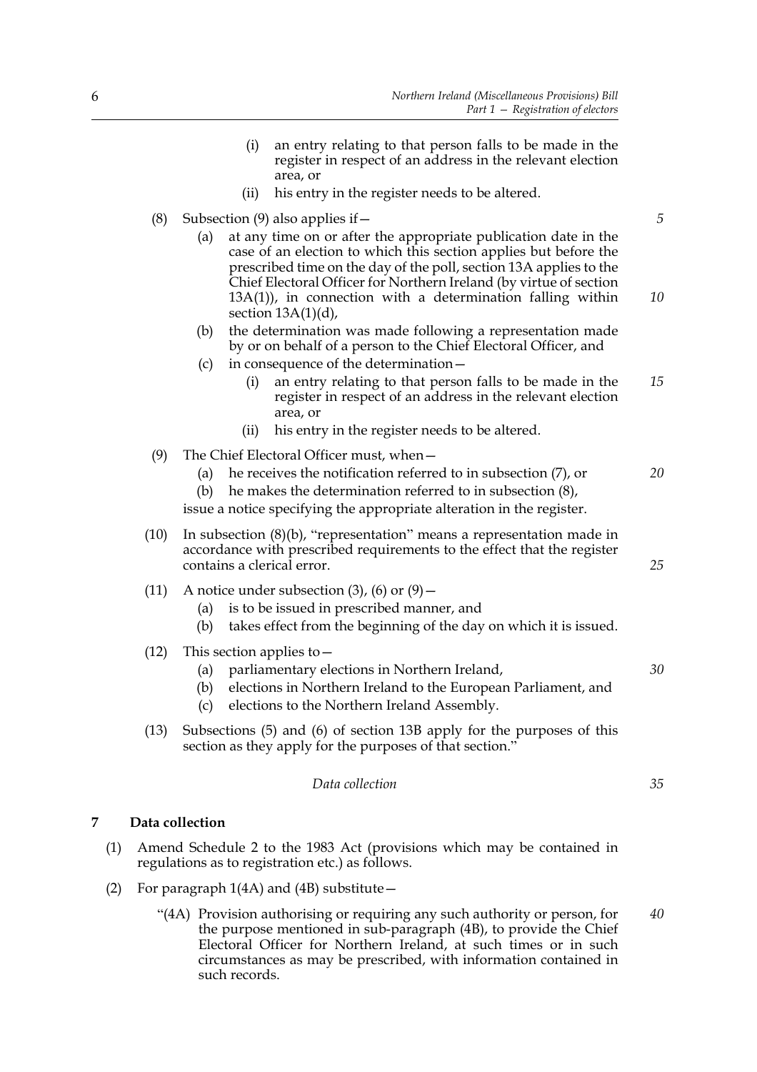(i) an entry relating to that person falls to be made in the register in respect of an address in the relevant election area, or

(ii) his entry in the register needs to be altered.

(8) Subsection (9) also applies if—

(a) at any time on or after the appropriate publication date in the case of an election to which this section applies but before the prescribed time on the day of the poll, section 13A applies to the Chief Electoral Officer for Northern Ireland (by virtue of section 13A(1)), in connection with a determination falling within section 13A(1)(d),

(b) the determination was made following a representation made by or on behalf of a person to the Chief Electoral Officer, and

(c) in consequence of the determination—

(i) an entry relating to that person falls to be made in the register in respect of an address in the relevant election area, or

(ii) his entry in the register needs to be altered.

(9) The Chief Electoral Officer must, when—

(a) he receives the notification referred to in subsection (7), or

(b) he makes the determination referred to in subsection (8),

issue a notice specifying the appropriate alteration in the register.

(10) In subsection (8)(b), "representation" means a representation made in accordance with prescribed requirements to the effect that the register contains a clerical error.

(11) A notice under subsection (3), (6) or (9)—

(a) is to be issued in prescribed manner, and

(b) takes effect from the beginning of the day on which it is issued.

(12) This section applies to—

(a) parliamentary elections in Northern Ireland,

(b) elections in Northern Ireland to the European Parliament, and

(c) elections to the Northern Ireland Assembly.

(13) Subsections (5) and (6) of section 13B apply for the purposes of this section as they apply for the purposes of that section."

*Data collection*

## 7 Data collection

(1) Amend Schedule 2 to the 1983 Act (provisions which may be contained in regulations as to registration etc.) as follows.

(2) For paragraph 1(4A) and (4B) substitute—

"(4A) Provision authorising or requiring any such authority or person, for the purpose mentioned in sub-paragraph (4B), to provide the Chief Electoral Officer for Northern Ireland, at such times or in such circumstances as may be prescribed, with information contained in such records.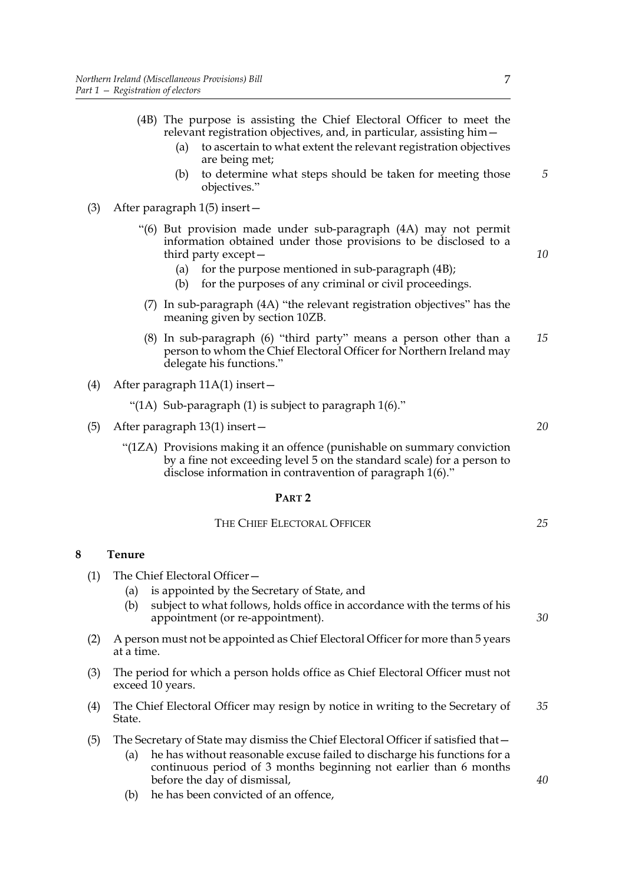(4B) The purpose is assisting the Chief Electoral Officer to meet the relevant registration objectives, and, in particular, assisting him—

  (a) to ascertain to what extent the relevant registration objectives are being met;

  (b) to determine what steps should be taken for meeting those objectives."

(3) After paragraph 1(5) insert—

"(6) But provision made under sub-paragraph (4A) may not permit information obtained under those provisions to be disclosed to a third party except—

  (a) for the purpose mentioned in sub-paragraph (4B);

  (b) for the purposes of any criminal or civil proceedings.

(7) In sub-paragraph (4A) "the relevant registration objectives" has the meaning given by section 10ZB.

(8) In sub-paragraph (6) "third party" means a person other than a person to whom the Chief Electoral Officer for Northern Ireland may delegate his functions."

(4) After paragraph 11A(1) insert—

"(1A) Sub-paragraph (1) is subject to paragraph 1(6)."

(5) After paragraph 13(1) insert—

"(1ZA) Provisions making it an offence (punishable on summary conviction by a fine not exceeding level 5 on the standard scale) for a person to disclose information in contravention of paragraph 1(6)."

## PART 2

### THE CHIEF ELECTORAL OFFICER

**8 Tenure**

(1) The Chief Electoral Officer—

  (a) is appointed by the Secretary of State, and

  (b) subject to what follows, holds office in accordance with the terms of his appointment (or re-appointment).

(2) A person must not be appointed as Chief Electoral Officer for more than 5 years at a time.

(3) The period for which a person holds office as Chief Electoral Officer must not exceed 10 years.

(4) The Chief Electoral Officer may resign by notice in writing to the Secretary of State.

(5) The Secretary of State may dismiss the Chief Electoral Officer if satisfied that—

  (a) he has without reasonable excuse failed to discharge his functions for a continuous period of 3 months beginning not earlier than 6 months before the day of dismissal,

  (b) he has been convicted of an offence,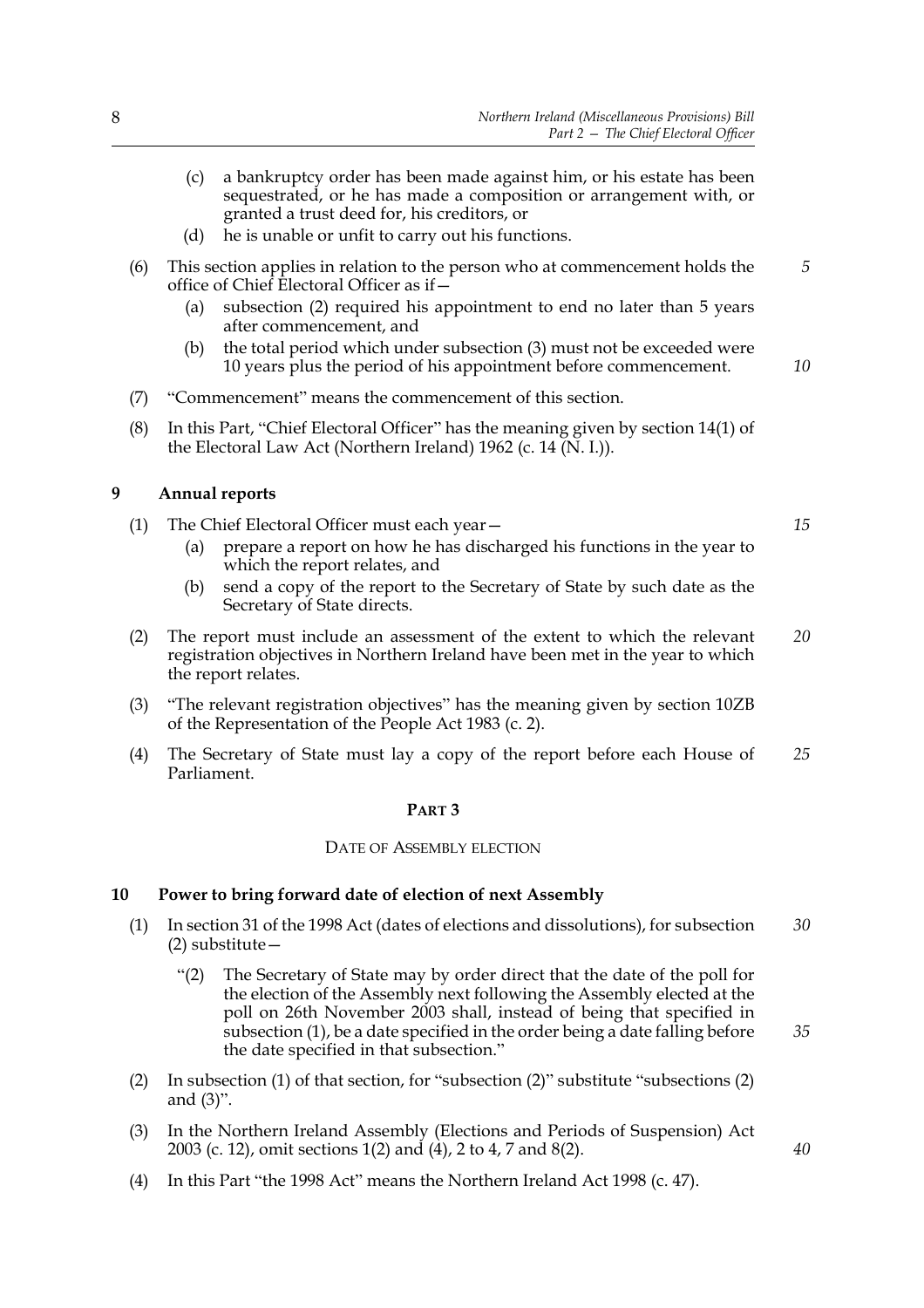(c) a bankruptcy order has been made against him, or his estate has been sequestrated, or he has made a composition or arrangement with, or granted a trust deed for, his creditors, or

(d) he is unable or unfit to carry out his functions.

(6) This section applies in relation to the person who at commencement holds the office of Chief Electoral Officer as if—

(a) subsection (2) required his appointment to end no later than 5 years after commencement, and

(b) the total period which under subsection (3) must not be exceeded were 10 years plus the period of his appointment before commencement.

(7) "Commencement" means the commencement of this section.

(8) In this Part, "Chief Electoral Officer" has the meaning given by section 14(1) of the Electoral Law Act (Northern Ireland) 1962 (c. 14 (N. I.)).

## 9 Annual reports

(1) The Chief Electoral Officer must each year—

(a) prepare a report on how he has discharged his functions in the year to which the report relates, and

(b) send a copy of the report to the Secretary of State by such date as the Secretary of State directs.

(2) The report must include an assessment of the extent to which the relevant registration objectives in Northern Ireland have been met in the year to which the report relates.

(3) "The relevant registration objectives" has the meaning given by section 10ZB of the Representation of the People Act 1983 (c. 2).

(4) The Secretary of State must lay a copy of the report before each House of Parliament.

# PART 3

## DATE OF ASSEMBLY ELECTION

## 10 Power to bring forward date of election of next Assembly

(1) In section 31 of the 1998 Act (dates of elections and dissolutions), for subsection (2) substitute—

"(2) The Secretary of State may by order direct that the date of the poll for the election of the Assembly next following the Assembly elected at the poll on 26th November 2003 shall, instead of being that specified in subsection (1), be a date specified in the order being a date falling before the date specified in that subsection."

(2) In subsection (1) of that section, for "subsection (2)" substitute "subsections (2) and (3)".

(3) In the Northern Ireland Assembly (Elections and Periods of Suspension) Act 2003 (c. 12), omit sections 1(2) and (4), 2 to 4, 7 and 8(2).

(4) In this Part "the 1998 Act" means the Northern Ireland Act 1998 (c. 47).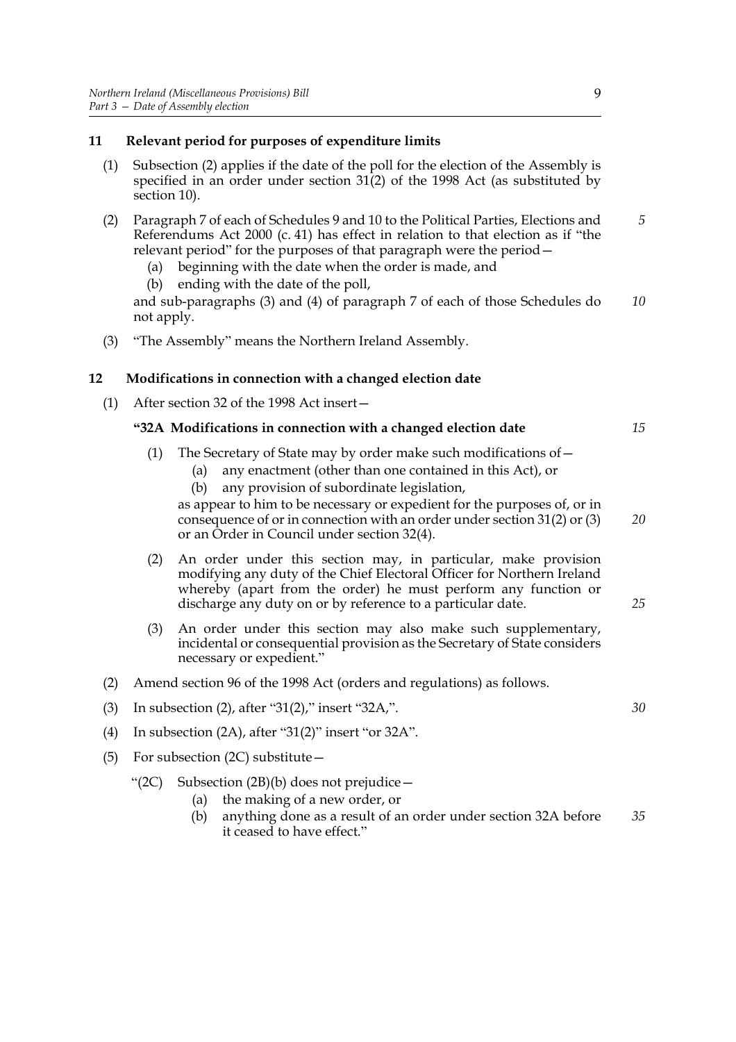## 11 Relevant period for purposes of expenditure limits

(1) Subsection (2) applies if the date of the poll for the election of the Assembly is specified in an order under section 31(2) of the 1998 Act (as substituted by section 10).

(2) Paragraph 7 of each of Schedules 9 and 10 to the Political Parties, Elections and Referendums Act 2000 (c. 41) has effect in relation to that election as if "the relevant period" for the purposes of that paragraph were the period—

- (a) beginning with the date when the order is made, and
- (b) ending with the date of the poll,

and sub-paragraphs (3) and (4) of paragraph 7 of each of those Schedules do not apply.

(3) "The Assembly" means the Northern Ireland Assembly.

## 12 Modifications in connection with a changed election date

(1) After section 32 of the 1998 Act insert—

**"32A Modifications in connection with a changed election date**

(1) The Secretary of State may by order make such modifications of—

- (a) any enactment (other than one contained in this Act), or
- (b) any provision of subordinate legislation,

as appear to him to be necessary or expedient for the purposes of, or in consequence of or in connection with an order under section 31(2) or (3) or an Order in Council under section 32(4).

(2) An order under this section may, in particular, make provision modifying any duty of the Chief Electoral Officer for Northern Ireland whereby (apart from the order) he must perform any function or discharge any duty on or by reference to a particular date.

(3) An order under this section may also make such supplementary, incidental or consequential provision as the Secretary of State considers necessary or expedient."

(2) Amend section 96 of the 1998 Act (orders and regulations) as follows.

(3) In subsection (2), after "31(2)," insert "32A,".

(4) In subsection (2A), after "31(2)" insert "or 32A".

(5) For subsection (2C) substitute—

"(2C) Subsection (2B)(b) does not prejudice—

- (a) the making of a new order, or
- (b) anything done as a result of an order under section 32A before it ceased to have effect."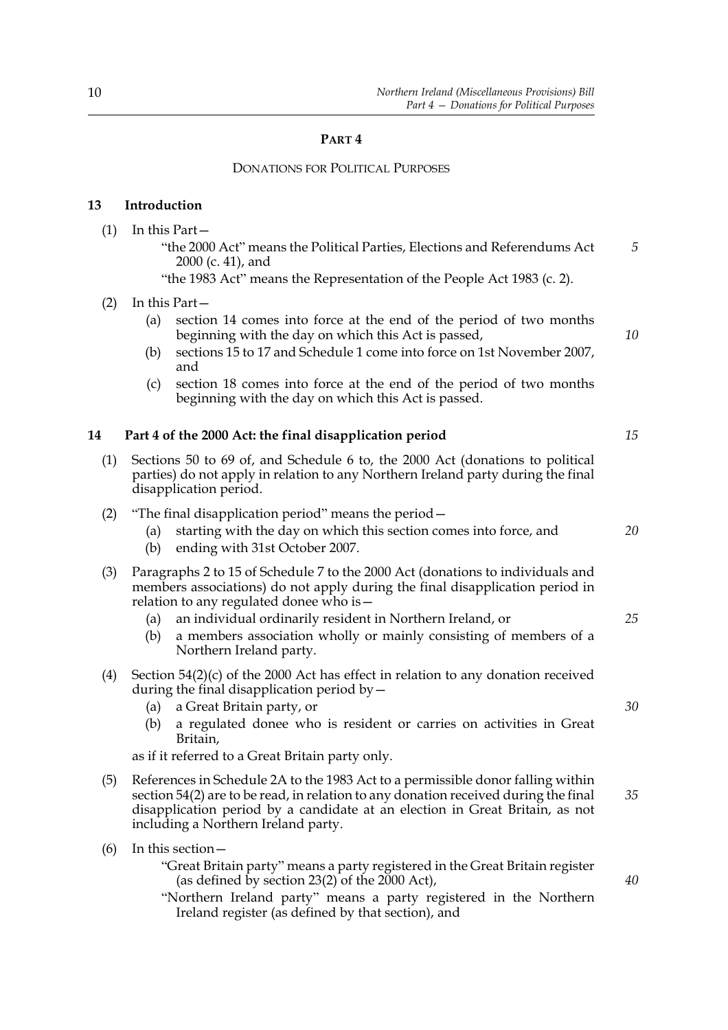## PART 4

### DONATIONS FOR POLITICAL PURPOSES

**13 Introduction**

(1) In this Part—

"the 2000 Act" means the Political Parties, Elections and Referendums Act 2000 (c. 41), and

"the 1983 Act" means the Representation of the People Act 1983 (c. 2).

(2) In this Part—

(a) section 14 comes into force at the end of the period of two months beginning with the day on which this Act is passed,

(b) sections 15 to 17 and Schedule 1 come into force on 1st November 2007, and

(c) section 18 comes into force at the end of the period of two months beginning with the day on which this Act is passed.

**14 Part 4 of the 2000 Act: the final disapplication period**

(1) Sections 50 to 69 of, and Schedule 6 to, the 2000 Act (donations to political parties) do not apply in relation to any Northern Ireland party during the final disapplication period.

(2) "The final disapplication period" means the period—

(a) starting with the day on which this section comes into force, and

(b) ending with 31st October 2007.

(3) Paragraphs 2 to 15 of Schedule 7 to the 2000 Act (donations to individuals and members associations) do not apply during the final disapplication period in relation to any regulated donee who is—

(a) an individual ordinarily resident in Northern Ireland, or

(b) a members association wholly or mainly consisting of members of a Northern Ireland party.

(4) Section 54(2)(c) of the 2000 Act has effect in relation to any donation received during the final disapplication period by—

(a) a Great Britain party, or

(b) a regulated donee who is resident or carries on activities in Great Britain,

as if it referred to a Great Britain party only.

(5) References in Schedule 2A to the 1983 Act to a permissible donor falling within section 54(2) are to be read, in relation to any donation received during the final disapplication period by a candidate at an election in Great Britain, as not including a Northern Ireland party.

(6) In this section—

"Great Britain party" means a party registered in the Great Britain register (as defined by section 23(2) of the 2000 Act),

"Northern Ireland party" means a party registered in the Northern Ireland register (as defined by that section), and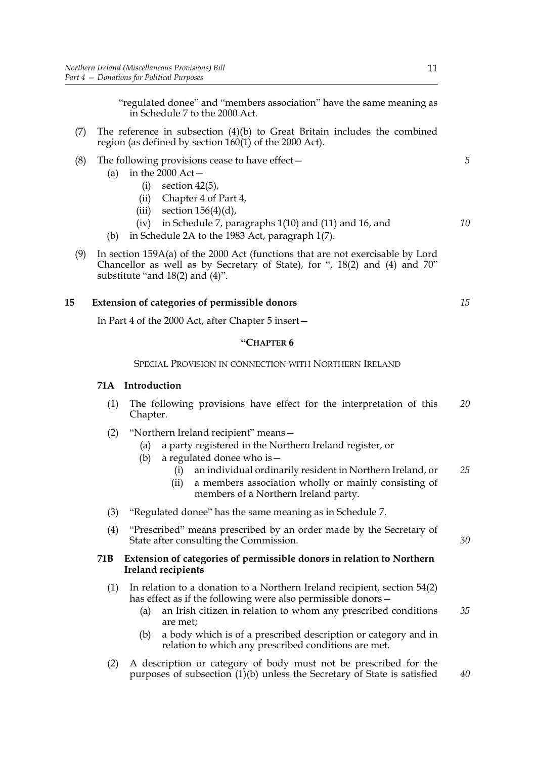"regulated donee" and "members association" have the same meaning as in Schedule 7 to the 2000 Act.

(7) The reference in subsection (4)(b) to Great Britain includes the combined region (as defined by section 160(1) of the 2000 Act).

(8) The following provisions cease to have effect—

(a) in the 2000 Act—

(i) section 42(5),

(ii) Chapter 4 of Part 4,

(iii) section 156(4)(d),

(iv) in Schedule 7, paragraphs 1(10) and (11) and 16, and

(b) in Schedule 2A to the 1983 Act, paragraph 1(7).

(9) In section 159A(a) of the 2000 Act (functions that are not exercisable by Lord Chancellor as well as by Secretary of State), for ", 18(2) and (4) and 70" substitute "and 18(2) and (4)".

## 15 Extension of categories of permissible donors

In Part 4 of the 2000 Act, after Chapter 5 insert—

"CHAPTER 6

SPECIAL PROVISION IN CONNECTION WITH NORTHERN IRELAND

### 71A Introduction

(1) The following provisions have effect for the interpretation of this Chapter.

(2) "Northern Ireland recipient" means—

(a) a party registered in the Northern Ireland register, or

(b) a regulated donee who is—

(i) an individual ordinarily resident in Northern Ireland, or

(ii) a members association wholly or mainly consisting of members of a Northern Ireland party.

(3) "Regulated donee" has the same meaning as in Schedule 7.

(4) "Prescribed" means prescribed by an order made by the Secretary of State after consulting the Commission.

### 71B Extension of categories of permissible donors in relation to Northern Ireland recipients

(1) In relation to a donation to a Northern Ireland recipient, section 54(2) has effect as if the following were also permissible donors—

(a) an Irish citizen in relation to whom any prescribed conditions are met;

(b) a body which is of a prescribed description or category and in relation to which any prescribed conditions are met.

(2) A description or category of body must not be prescribed for the purposes of subsection (1)(b) unless the Secretary of State is satisfied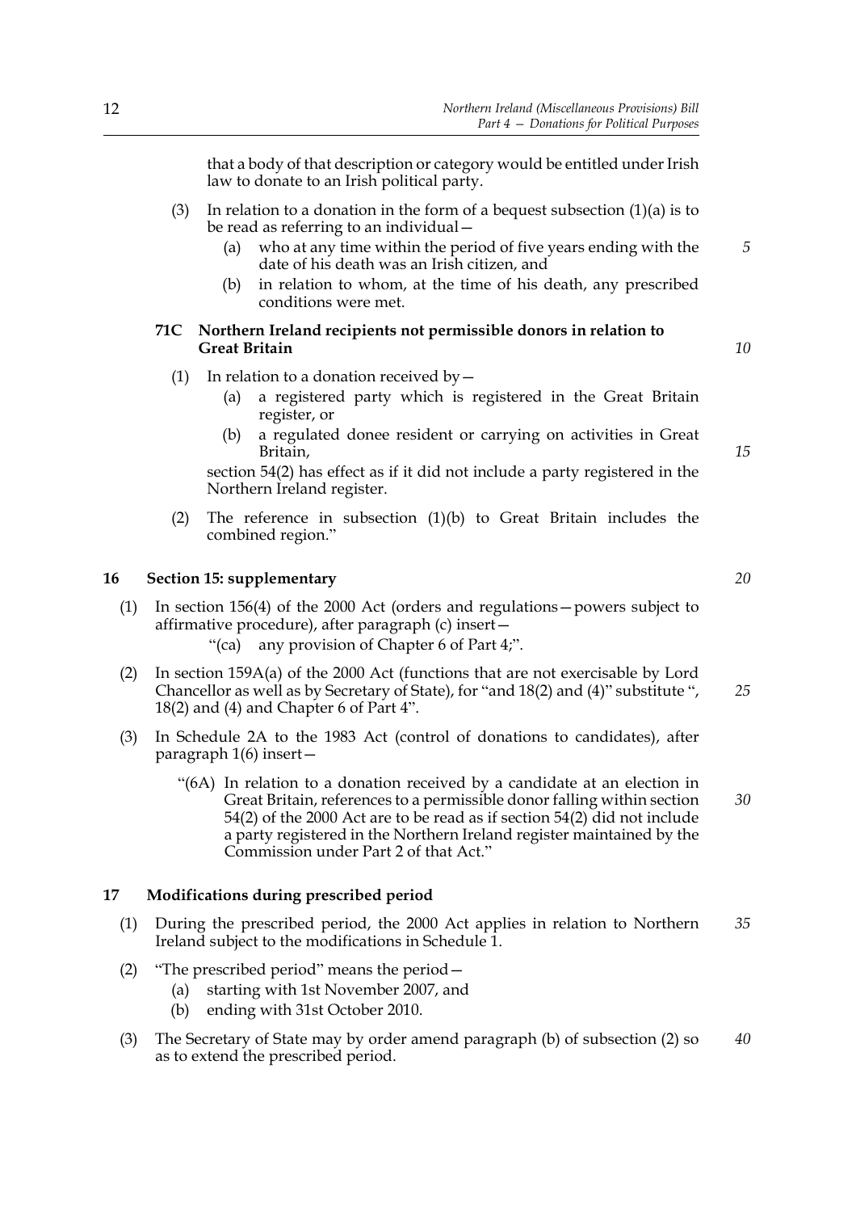that a body of that description or category would be entitled under Irish law to donate to an Irish political party.

(3) In relation to a donation in the form of a bequest subsection (1)(a) is to be read as referring to an individual—

(a) who at any time within the period of five years ending with the date of his death was an Irish citizen, and

(b) in relation to whom, at the time of his death, any prescribed conditions were met.

**71C Northern Ireland recipients not permissible donors in relation to Great Britain**

(1) In relation to a donation received by—

(a) a registered party which is registered in the Great Britain register, or

(b) a regulated donee resident or carrying on activities in Great Britain,

section 54(2) has effect as if it did not include a party registered in the Northern Ireland register.

(2) The reference in subsection (1)(b) to Great Britain includes the combined region."

### 16 Section 15: supplementary

(1) In section 156(4) of the 2000 Act (orders and regulations—powers subject to affirmative procedure), after paragraph (c) insert—

"(ca) any provision of Chapter 6 of Part 4;".

(2) In section 159A(a) of the 2000 Act (functions that are not exercisable by Lord Chancellor as well as by Secretary of State), for "and 18(2) and (4)" substitute ", 18(2) and (4) and Chapter 6 of Part 4".

(3) In Schedule 2A to the 1983 Act (control of donations to candidates), after paragraph 1(6) insert—

"(6A) In relation to a donation received by a candidate at an election in Great Britain, references to a permissible donor falling within section 54(2) of the 2000 Act are to be read as if section 54(2) did not include a party registered in the Northern Ireland register maintained by the Commission under Part 2 of that Act."

### 17 Modifications during prescribed period

(1) During the prescribed period, the 2000 Act applies in relation to Northern Ireland subject to the modifications in Schedule 1.

(2) "The prescribed period" means the period—

(a) starting with 1st November 2007, and

(b) ending with 31st October 2010.

(3) The Secretary of State may by order amend paragraph (b) of subsection (2) so as to extend the prescribed period.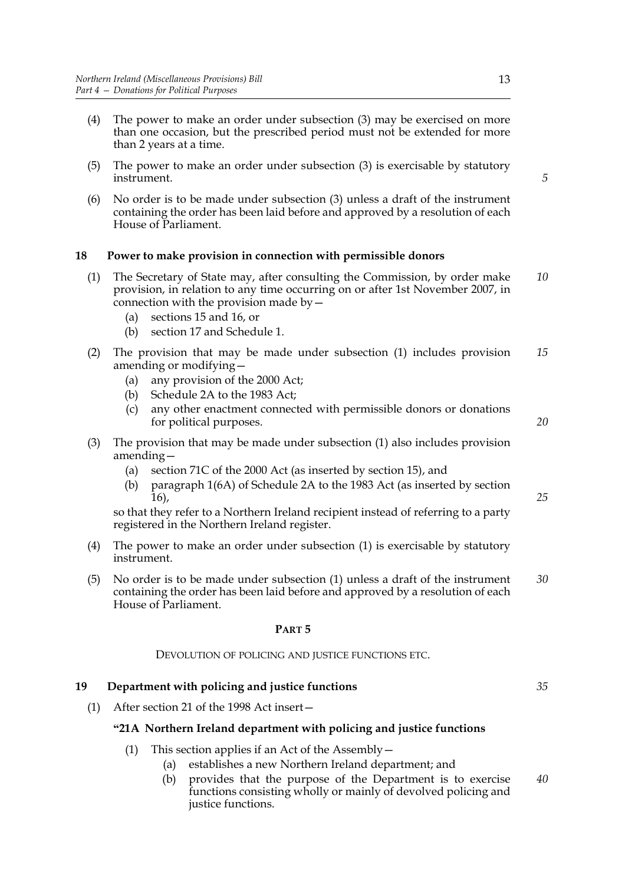(4) The power to make an order under subsection (3) may be exercised on more than one occasion, but the prescribed period must not be extended for more than 2 years at a time.

(5) The power to make an order under subsection (3) is exercisable by statutory instrument.

(6) No order is to be made under subsection (3) unless a draft of the instrument containing the order has been laid before and approved by a resolution of each House of Parliament.

**18 Power to make provision in connection with permissible donors**

(1) The Secretary of State may, after consulting the Commission, by order make provision, in relation to any time occurring on or after 1st November 2007, in connection with the provision made by—

- (a) sections 15 and 16, or
- (b) section 17 and Schedule 1.

(2) The provision that may be made under subsection (1) includes provision amending or modifying—

- (a) any provision of the 2000 Act;
- (b) Schedule 2A to the 1983 Act;
- (c) any other enactment connected with permissible donors or donations for political purposes.

(3) The provision that may be made under subsection (1) also includes provision amending—

- (a) section 71C of the 2000 Act (as inserted by section 15), and
- (b) paragraph 1(6A) of Schedule 2A to the 1983 Act (as inserted by section 16),

so that they refer to a Northern Ireland recipient instead of referring to a party registered in the Northern Ireland register.

(4) The power to make an order under subsection (1) is exercisable by statutory instrument.

(5) No order is to be made under subsection (1) unless a draft of the instrument containing the order has been laid before and approved by a resolution of each House of Parliament.

## PART 5

DEVOLUTION OF POLICING AND JUSTICE FUNCTIONS ETC.

**19 Department with policing and justice functions**

(1) After section 21 of the 1998 Act insert—

**"21A Northern Ireland department with policing and justice functions**

(1) This section applies if an Act of the Assembly—

- (a) establishes a new Northern Ireland department; and
- (b) provides that the purpose of the Department is to exercise functions consisting wholly or mainly of devolved policing and justice functions.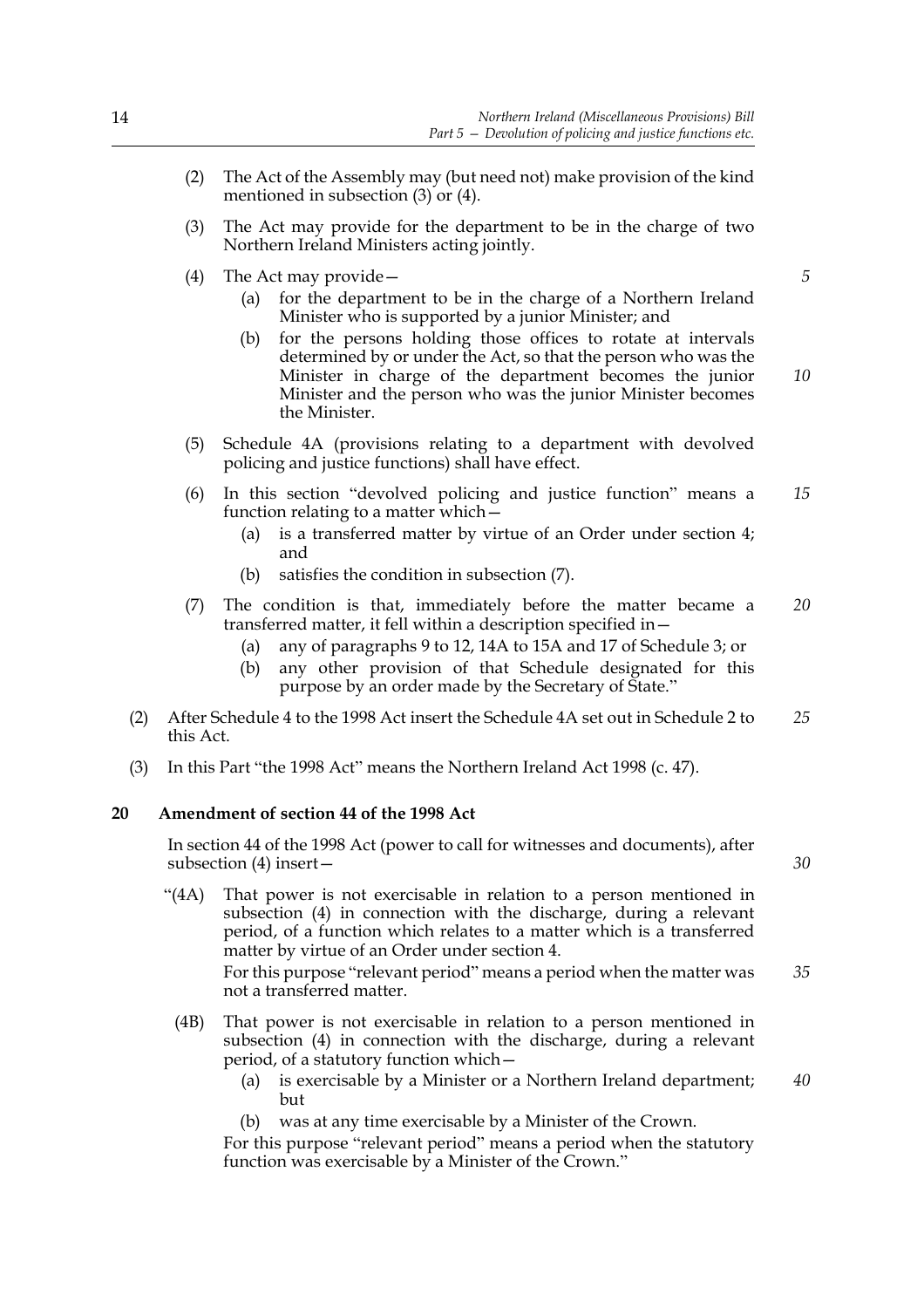(2) The Act of the Assembly may (but need not) make provision of the kind mentioned in subsection (3) or (4).

(3) The Act may provide for the department to be in the charge of two Northern Ireland Ministers acting jointly.

(4) The Act may provide—

   (a) for the department to be in the charge of a Northern Ireland Minister who is supported by a junior Minister; and

   (b) for the persons holding those offices to rotate at intervals determined by or under the Act, so that the person who was the Minister in charge of the department becomes the junior Minister and the person who was the junior Minister becomes the Minister.

(5) Schedule 4A (provisions relating to a department with devolved policing and justice functions) shall have effect.

(6) In this section "devolved policing and justice function" means a function relating to a matter which—

   (a) is a transferred matter by virtue of an Order under section 4; and

   (b) satisfies the condition in subsection (7).

(7) The condition is that, immediately before the matter became a transferred matter, it fell within a description specified in—

   (a) any of paragraphs 9 to 12, 14A to 15A and 17 of Schedule 3; or

   (b) any other provision of that Schedule designated for this purpose by an order made by the Secretary of State."

(2) After Schedule 4 to the 1998 Act insert the Schedule 4A set out in Schedule 2 to this Act.

(3) In this Part "the 1998 Act" means the Northern Ireland Act 1998 (c. 47).

**20 Amendment of section 44 of the 1998 Act**

In section 44 of the 1998 Act (power to call for witnesses and documents), after subsection (4) insert—

"(4A) That power is not exercisable in relation to a person mentioned in subsection (4) in connection with the discharge, during a relevant period, of a function which relates to a matter which is a transferred matter by virtue of an Order under section 4.

For this purpose "relevant period" means a period when the matter was not a transferred matter.

(4B) That power is not exercisable in relation to a person mentioned in subsection (4) in connection with the discharge, during a relevant period, of a statutory function which—

   (a) is exercisable by a Minister or a Northern Ireland department; but

   (b) was at any time exercisable by a Minister of the Crown.

For this purpose "relevant period" means a period when the statutory function was exercisable by a Minister of the Crown."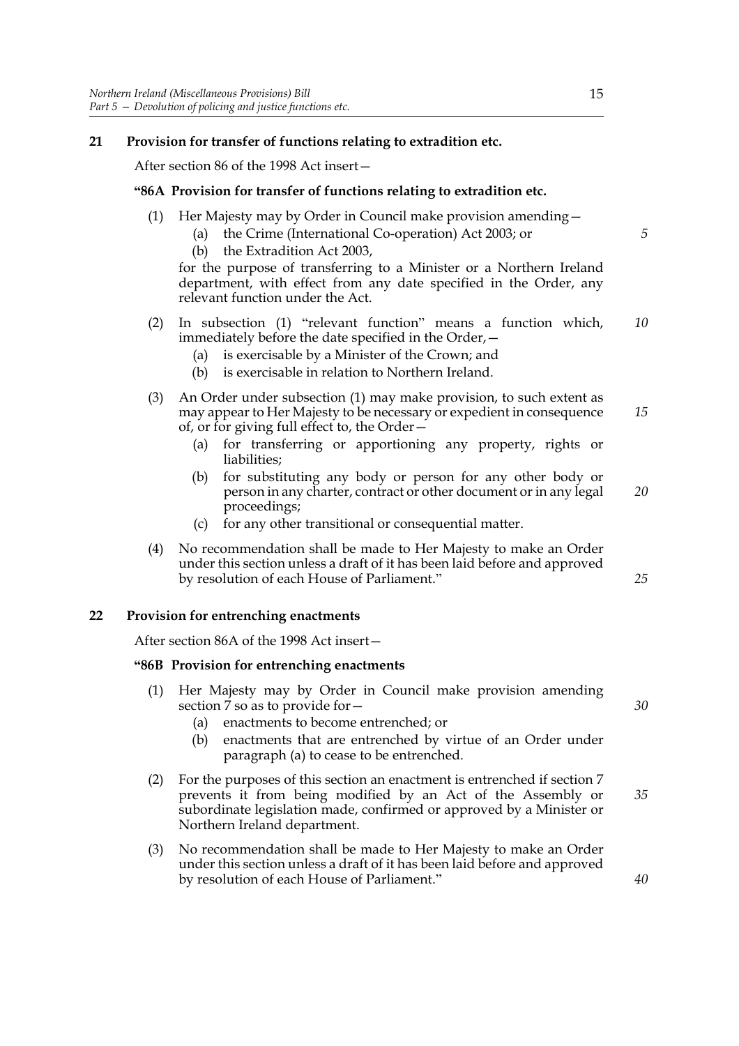## 21 Provision for transfer of functions relating to extradition etc.

After section 86 of the 1998 Act insert—

### "86A Provision for transfer of functions relating to extradition etc.

(1) Her Majesty may by Order in Council make provision amending—

(a) the Crime (International Co-operation) Act 2003; or

(b) the Extradition Act 2003,

for the purpose of transferring to a Minister or a Northern Ireland department, with effect from any date specified in the Order, any relevant function under the Act.

(2) In subsection (1) "relevant function" means a function which, immediately before the date specified in the Order,—

(a) is exercisable by a Minister of the Crown; and

(b) is exercisable in relation to Northern Ireland.

(3) An Order under subsection (1) may make provision, to such extent as may appear to Her Majesty to be necessary or expedient in consequence of, or for giving full effect to, the Order—

(a) for transferring or apportioning any property, rights or liabilities;

(b) for substituting any body or person for any other body or person in any charter, contract or other document or in any legal proceedings;

(c) for any other transitional or consequential matter.

(4) No recommendation shall be made to Her Majesty to make an Order under this section unless a draft of it has been laid before and approved by resolution of each House of Parliament."

## 22 Provision for entrenching enactments

After section 86A of the 1998 Act insert—

### "86B Provision for entrenching enactments

(1) Her Majesty may by Order in Council make provision amending section 7 so as to provide for—

(a) enactments to become entrenched; or

(b) enactments that are entrenched by virtue of an Order under paragraph (a) to cease to be entrenched.

(2) For the purposes of this section an enactment is entrenched if section 7 prevents it from being modified by an Act of the Assembly or subordinate legislation made, confirmed or approved by a Minister or Northern Ireland department.

(3) No recommendation shall be made to Her Majesty to make an Order under this section unless a draft of it has been laid before and approved by resolution of each House of Parliament."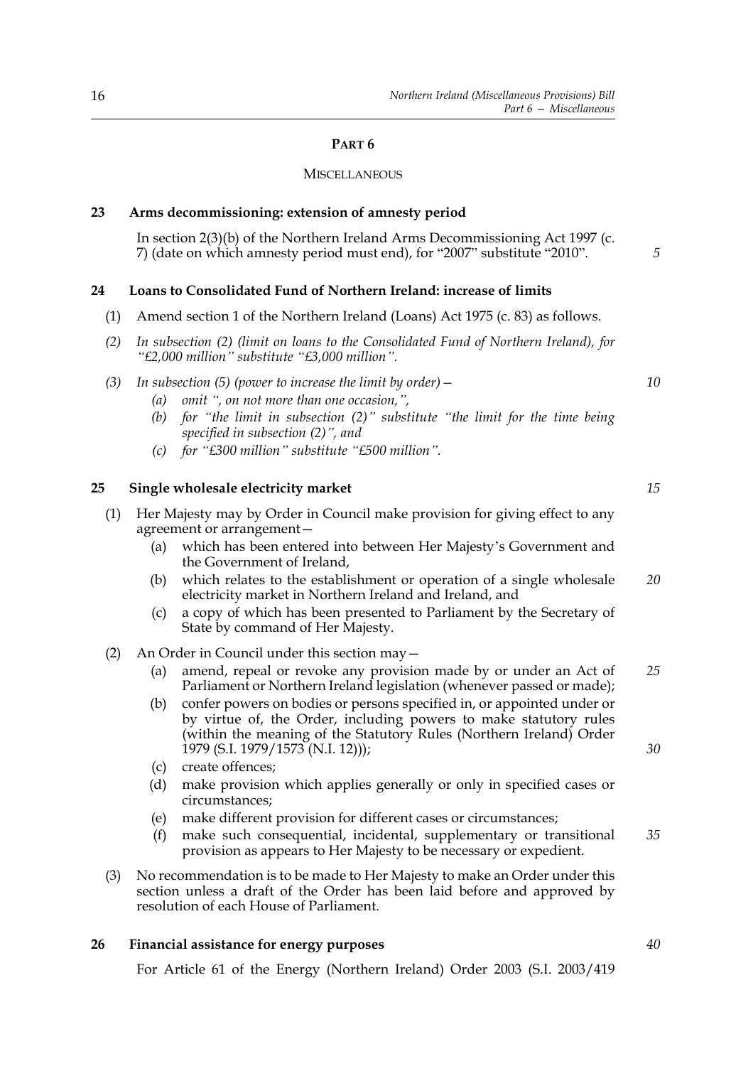## PART 6

### MISCELLANEOUS

**23 Arms decommissioning: extension of amnesty period**

In section 2(3)(b) of the Northern Ireland Arms Decommissioning Act 1997 (c. 7) (date on which amnesty period must end), for "2007" substitute "2010".

**24 Loans to Consolidated Fund of Northern Ireland: increase of limits**

(1) Amend section 1 of the Northern Ireland (Loans) Act 1975 (c. 83) as follows.

*(2) In subsection (2) (limit on loans to the Consolidated Fund of Northern Ireland), for "£2,000 million" substitute "£3,000 million".*

*(3) In subsection (5) (power to increase the limit by order)—*

*(a) omit ", on not more than one occasion,",*

*(b) for "the limit in subsection (2)" substitute "the limit for the time being specified in subsection (2)", and*

*(c) for "£300 million" substitute "£500 million".*

**25 Single wholesale electricity market**

(1) Her Majesty may by Order in Council make provision for giving effect to any agreement or arrangement—

(a) which has been entered into between Her Majesty's Government and the Government of Ireland,

(b) which relates to the establishment or operation of a single wholesale electricity market in Northern Ireland and Ireland, and

(c) a copy of which has been presented to Parliament by the Secretary of State by command of Her Majesty.

(2) An Order in Council under this section may—

(a) amend, repeal or revoke any provision made by or under an Act of Parliament or Northern Ireland legislation (whenever passed or made);

(b) confer powers on bodies or persons specified in, or appointed under or by virtue of, the Order, including powers to make statutory rules (within the meaning of the Statutory Rules (Northern Ireland) Order 1979 (S.I. 1979/1573 (N.I. 12)));

(c) create offences;

(d) make provision which applies generally or only in specified cases or circumstances;

(e) make different provision for different cases or circumstances;

(f) make such consequential, incidental, supplementary or transitional provision as appears to Her Majesty to be necessary or expedient.

(3) No recommendation is to be made to Her Majesty to make an Order under this section unless a draft of the Order has been laid before and approved by resolution of each House of Parliament.

**26 Financial assistance for energy purposes**

For Article 61 of the Energy (Northern Ireland) Order 2003 (S.I. 2003/419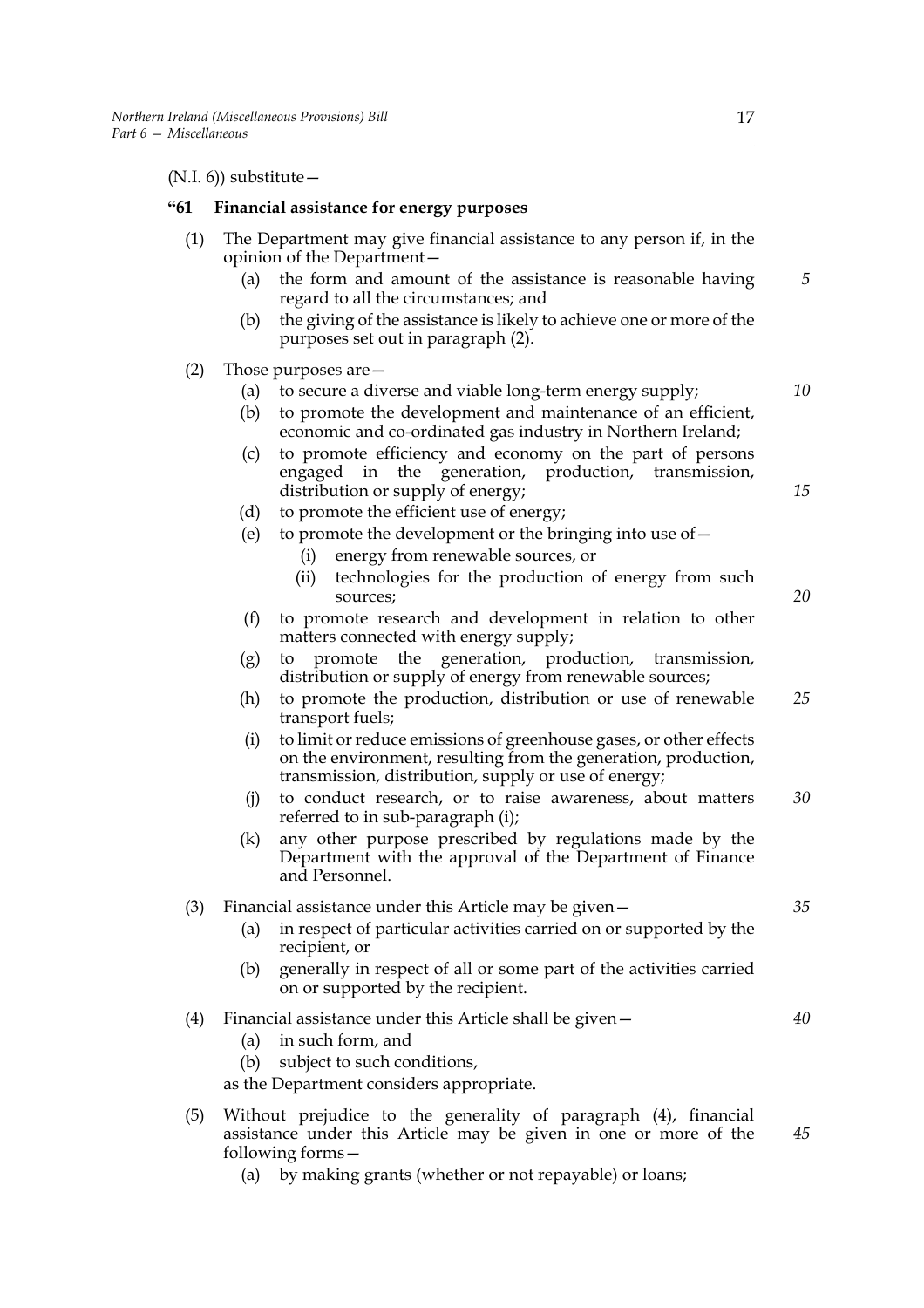(N.I. 6)) substitute—

**"61 Financial assistance for energy purposes**

(1) The Department may give financial assistance to any person if, in the opinion of the Department—

  (a) the form and amount of the assistance is reasonable having regard to all the circumstances; and

  (b) the giving of the assistance is likely to achieve one or more of the purposes set out in paragraph (2).

(2) Those purposes are—

  (a) to secure a diverse and viable long-term energy supply;

  (b) to promote the development and maintenance of an efficient, economic and co-ordinated gas industry in Northern Ireland;

  (c) to promote efficiency and economy on the part of persons engaged in the generation, production, transmission, distribution or supply of energy;

  (d) to promote the efficient use of energy;

  (e) to promote the development or the bringing into use of—

    (i) energy from renewable sources, or

    (ii) technologies for the production of energy from such sources;

  (f) to promote research and development in relation to other matters connected with energy supply;

  (g) to promote the generation, production, transmission, distribution or supply of energy from renewable sources;

  (h) to promote the production, distribution or use of renewable transport fuels;

  (i) to limit or reduce emissions of greenhouse gases, or other effects on the environment, resulting from the generation, production, transmission, distribution, supply or use of energy;

  (j) to conduct research, or to raise awareness, about matters referred to in sub-paragraph (i);

  (k) any other purpose prescribed by regulations made by the Department with the approval of the Department of Finance and Personnel.

(3) Financial assistance under this Article may be given—

  (a) in respect of particular activities carried on or supported by the recipient, or

  (b) generally in respect of all or some part of the activities carried on or supported by the recipient.

(4) Financial assistance under this Article shall be given—

  (a) in such form, and

  (b) subject to such conditions,

as the Department considers appropriate.

(5) Without prejudice to the generality of paragraph (4), financial assistance under this Article may be given in one or more of the following forms—

  (a) by making grants (whether or not repayable) or loans;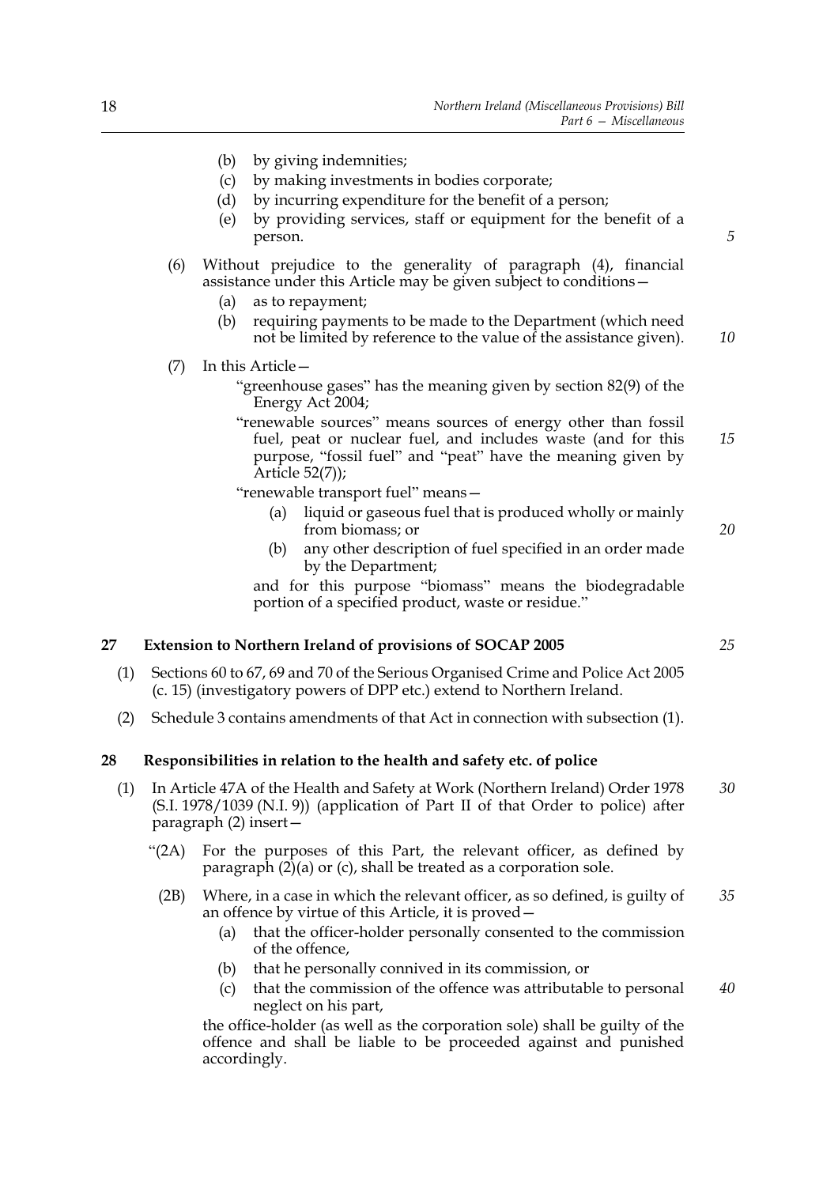(b) by giving indemnities;

(c) by making investments in bodies corporate;

(d) by incurring expenditure for the benefit of a person;

(e) by providing services, staff or equipment for the benefit of a person.

(6) Without prejudice to the generality of paragraph (4), financial assistance under this Article may be given subject to conditions—

(a) as to repayment;

(b) requiring payments to be made to the Department (which need not be limited by reference to the value of the assistance given).

(7) In this Article—

"greenhouse gases" has the meaning given by section 82(9) of the Energy Act 2004;

"renewable sources" means sources of energy other than fossil fuel, peat or nuclear fuel, and includes waste (and for this purpose, "fossil fuel" and "peat" have the meaning given by Article 52(7));

"renewable transport fuel" means—

(a) liquid or gaseous fuel that is produced wholly or mainly from biomass; or

(b) any other description of fuel specified in an order made by the Department;

and for this purpose "biomass" means the biodegradable portion of a specified product, waste or residue."

**27 Extension to Northern Ireland of provisions of SOCAP 2005**

(1) Sections 60 to 67, 69 and 70 of the Serious Organised Crime and Police Act 2005 (c. 15) (investigatory powers of DPP etc.) extend to Northern Ireland.

(2) Schedule 3 contains amendments of that Act in connection with subsection (1).

**28 Responsibilities in relation to the health and safety etc. of police**

(1) In Article 47A of the Health and Safety at Work (Northern Ireland) Order 1978 (S.I. 1978/1039 (N.I. 9)) (application of Part II of that Order to police) after paragraph (2) insert—

"(2A) For the purposes of this Part, the relevant officer, as defined by paragraph (2)(a) or (c), shall be treated as a corporation sole.

(2B) Where, in a case in which the relevant officer, as so defined, is guilty of an offence by virtue of this Article, it is proved—

(a) that the officer-holder personally consented to the commission of the offence,

(b) that he personally connived in its commission, or

(c) that the commission of the offence was attributable to personal neglect on his part,

the office-holder (as well as the corporation sole) shall be guilty of the offence and shall be liable to be proceeded against and punished accordingly.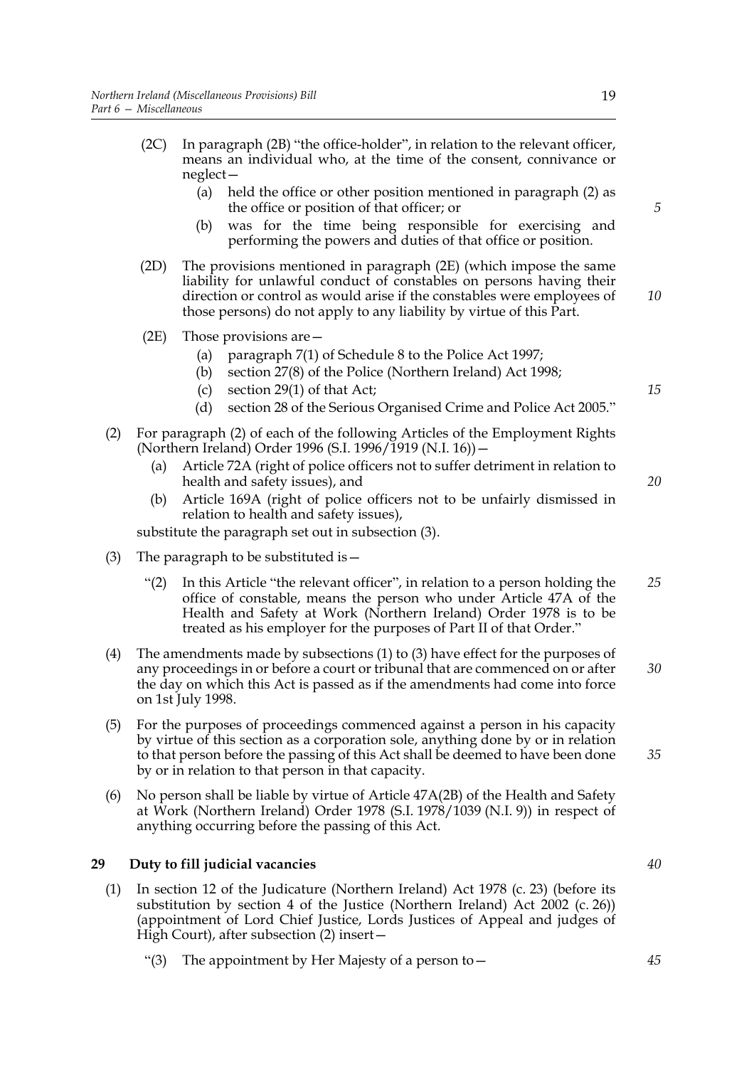(2C) In paragraph (2B) "the office-holder", in relation to the relevant officer, means an individual who, at the time of the consent, connivance or neglect—

   (a) held the office or other position mentioned in paragraph (2) as the office or position of that officer; or

   (b) was for the time being responsible for exercising and performing the powers and duties of that office or position.

(2D) The provisions mentioned in paragraph (2E) (which impose the same liability for unlawful conduct of constables on persons having their direction or control as would arise if the constables were employees of those persons) do not apply to any liability by virtue of this Part.

(2E) Those provisions are—

   (a) paragraph 7(1) of Schedule 8 to the Police Act 1997;

   (b) section 27(8) of the Police (Northern Ireland) Act 1998;

   (c) section 29(1) of that Act;

   (d) section 28 of the Serious Organised Crime and Police Act 2005."

(2) For paragraph (2) of each of the following Articles of the Employment Rights (Northern Ireland) Order 1996 (S.I. 1996/1919 (N.I. 16))—

   (a) Article 72A (right of police officers not to suffer detriment in relation to health and safety issues), and

   (b) Article 169A (right of police officers not to be unfairly dismissed in relation to health and safety issues),

substitute the paragraph set out in subsection (3).

(3) The paragraph to be substituted is—

   "(2) In this Article "the relevant officer", in relation to a person holding the office of constable, means the person who under Article 47A of the Health and Safety at Work (Northern Ireland) Order 1978 is to be treated as his employer for the purposes of Part II of that Order."

(4) The amendments made by subsections (1) to (3) have effect for the purposes of any proceedings in or before a court or tribunal that are commenced on or after the day on which this Act is passed as if the amendments had come into force on 1st July 1998.

(5) For the purposes of proceedings commenced against a person in his capacity by virtue of this section as a corporation sole, anything done by or in relation to that person before the passing of this Act shall be deemed to have been done by or in relation to that person in that capacity.

(6) No person shall be liable by virtue of Article 47A(2B) of the Health and Safety at Work (Northern Ireland) Order 1978 (S.I. 1978/1039 (N.I. 9)) in respect of anything occurring before the passing of this Act.

## 29 Duty to fill judicial vacancies

(1) In section 12 of the Judicature (Northern Ireland) Act 1978 (c. 23) (before its substitution by section 4 of the Justice (Northern Ireland) Act 2002 (c. 26)) (appointment of Lord Chief Justice, Lords Justices of Appeal and judges of High Court), after subsection (2) insert—

   "(3) The appointment by Her Majesty of a person to—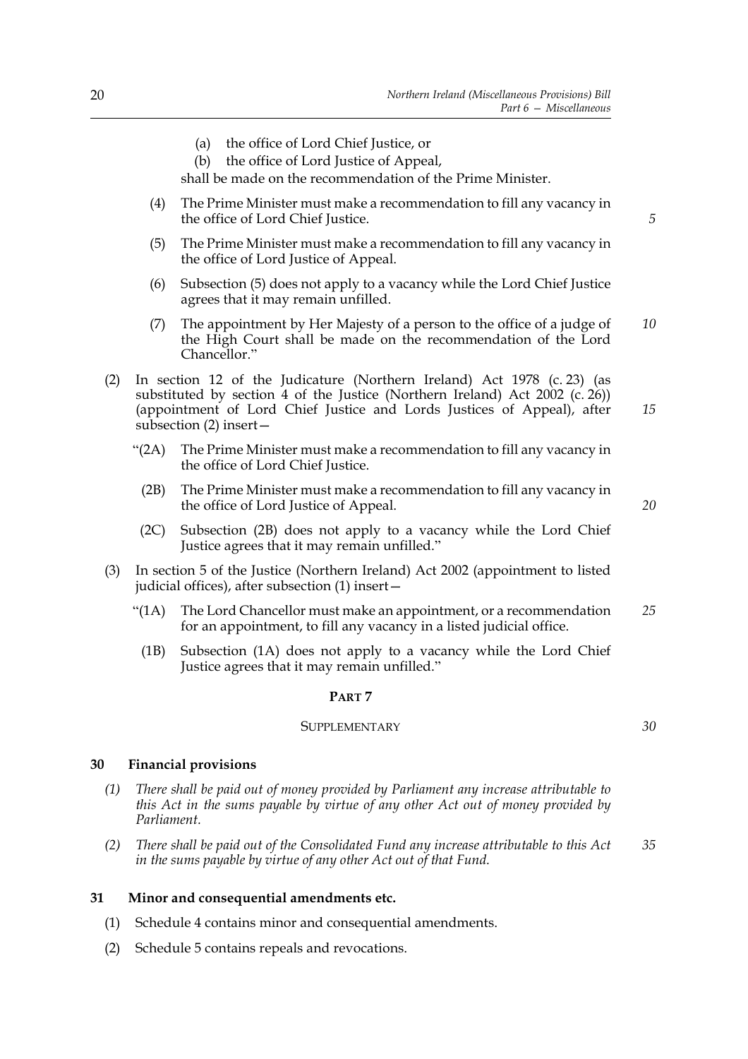(a) the office of Lord Chief Justice, or

(b) the office of Lord Justice of Appeal,

shall be made on the recommendation of the Prime Minister.

(4) The Prime Minister must make a recommendation to fill any vacancy in the office of Lord Chief Justice.

(5) The Prime Minister must make a recommendation to fill any vacancy in the office of Lord Justice of Appeal.

(6) Subsection (5) does not apply to a vacancy while the Lord Chief Justice agrees that it may remain unfilled.

(7) The appointment by Her Majesty of a person to the office of a judge of the High Court shall be made on the recommendation of the Lord Chancellor."

(2) In section 12 of the Judicature (Northern Ireland) Act 1978 (c. 23) (as substituted by section 4 of the Justice (Northern Ireland) Act 2002 (c. 26)) (appointment of Lord Chief Justice and Lords Justices of Appeal), after subsection (2) insert—

"(2A) The Prime Minister must make a recommendation to fill any vacancy in the office of Lord Chief Justice.

(2B) The Prime Minister must make a recommendation to fill any vacancy in the office of Lord Justice of Appeal.

(2C) Subsection (2B) does not apply to a vacancy while the Lord Chief Justice agrees that it may remain unfilled."

(3) In section 5 of the Justice (Northern Ireland) Act 2002 (appointment to listed judicial offices), after subsection (1) insert—

"(1A) The Lord Chancellor must make an appointment, or a recommendation for an appointment, to fill any vacancy in a listed judicial office.

(1B) Subsection (1A) does not apply to a vacancy while the Lord Chief Justice agrees that it may remain unfilled."

## PART 7

### SUPPLEMENTARY

**30 Financial provisions**

*(1) There shall be paid out of money provided by Parliament any increase attributable to this Act in the sums payable by virtue of any other Act out of money provided by Parliament.*

*(2) There shall be paid out of the Consolidated Fund any increase attributable to this Act in the sums payable by virtue of any other Act out of that Fund.*

**31 Minor and consequential amendments etc.**

(1) Schedule 4 contains minor and consequential amendments.

(2) Schedule 5 contains repeals and revocations.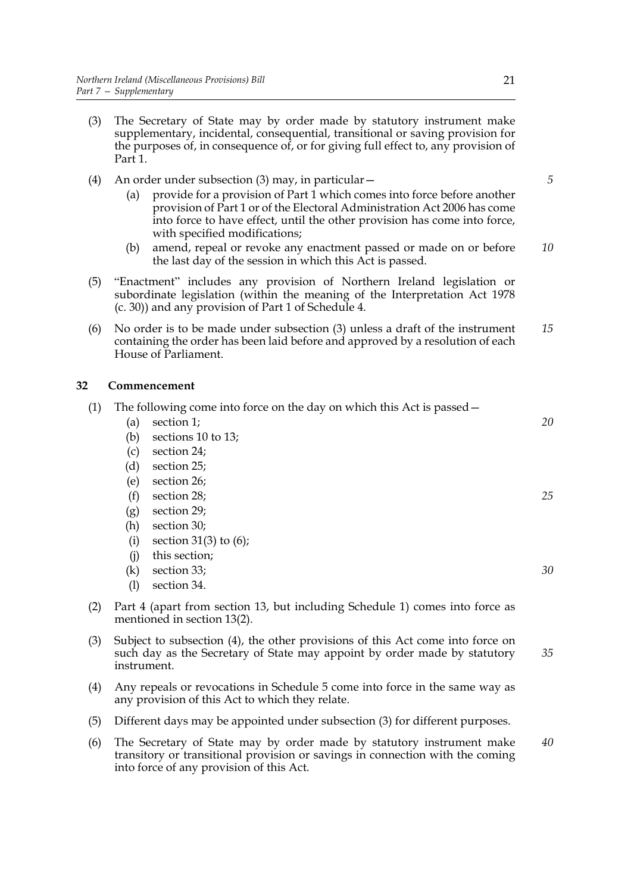(3) The Secretary of State may by order made by statutory instrument make supplementary, incidental, consequential, transitional or saving provision for the purposes of, in consequence of, or for giving full effect to, any provision of Part 1.

(4) An order under subsection (3) may, in particular—

   (a) provide for a provision of Part 1 which comes into force before another provision of Part 1 or of the Electoral Administration Act 2006 has come into force to have effect, until the other provision has come into force, with specified modifications;

   (b) amend, repeal or revoke any enactment passed or made on or before the last day of the session in which this Act is passed.

(5) "Enactment" includes any provision of Northern Ireland legislation or subordinate legislation (within the meaning of the Interpretation Act 1978 (c. 30)) and any provision of Part 1 of Schedule 4.

(6) No order is to be made under subsection (3) unless a draft of the instrument containing the order has been laid before and approved by a resolution of each House of Parliament.

### 32 Commencement

(1) The following come into force on the day on which this Act is passed—

   (a) section 1;

   (b) sections 10 to 13;

   (c) section 24;

   (d) section 25;

   (e) section 26;

   (f) section 28;

   (g) section 29;

   (h) section 30;

   (i) section 31(3) to (6);

   (j) this section;

   (k) section 33;

   (l) section 34.

(2) Part 4 (apart from section 13, but including Schedule 1) comes into force as mentioned in section 13(2).

(3) Subject to subsection (4), the other provisions of this Act come into force on such day as the Secretary of State may appoint by order made by statutory instrument.

(4) Any repeals or revocations in Schedule 5 come into force in the same way as any provision of this Act to which they relate.

(5) Different days may be appointed under subsection (3) for different purposes.

(6) The Secretary of State may by order made by statutory instrument make transitory or transitional provision or savings in connection with the coming into force of any provision of this Act.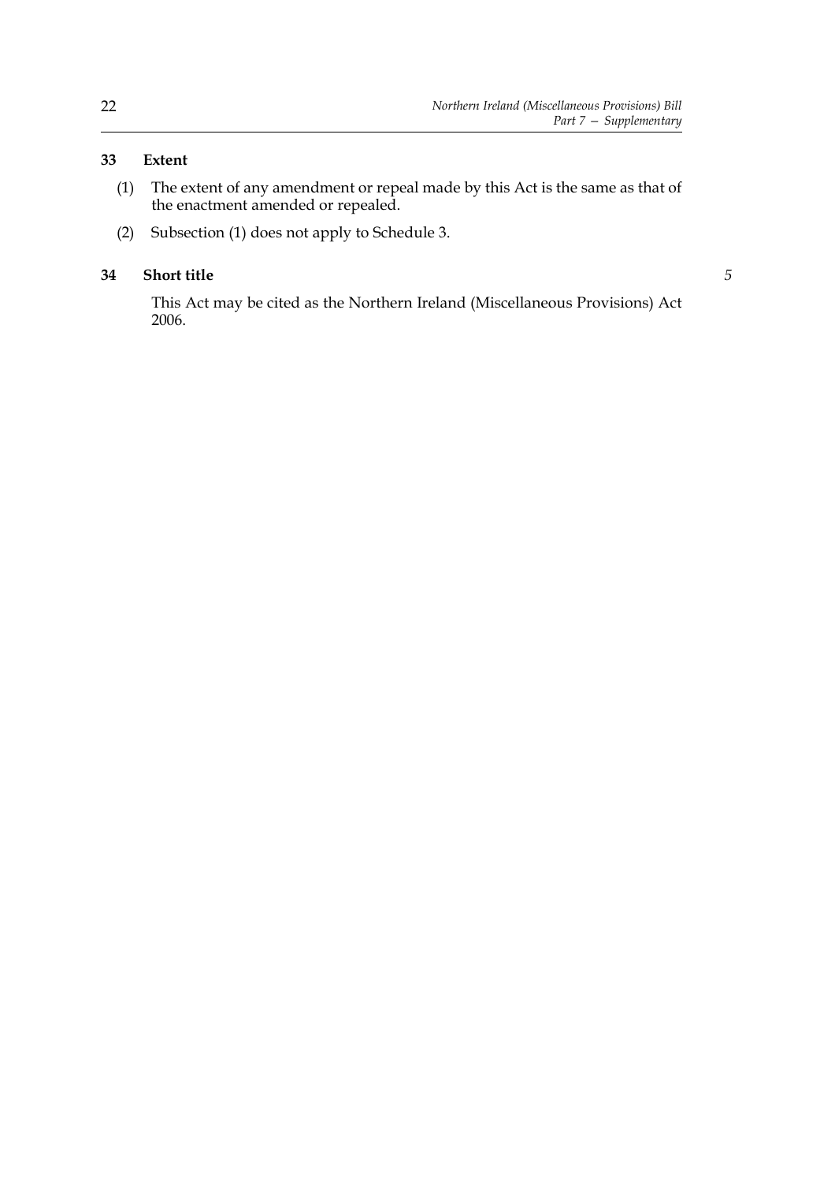**33 Extent**

(1) The extent of any amendment or repeal made by this Act is the same as that of the enactment amended or repealed.

(2) Subsection (1) does not apply to Schedule 3.

**34 Short title**

This Act may be cited as the Northern Ireland (Miscellaneous Provisions) Act 2006.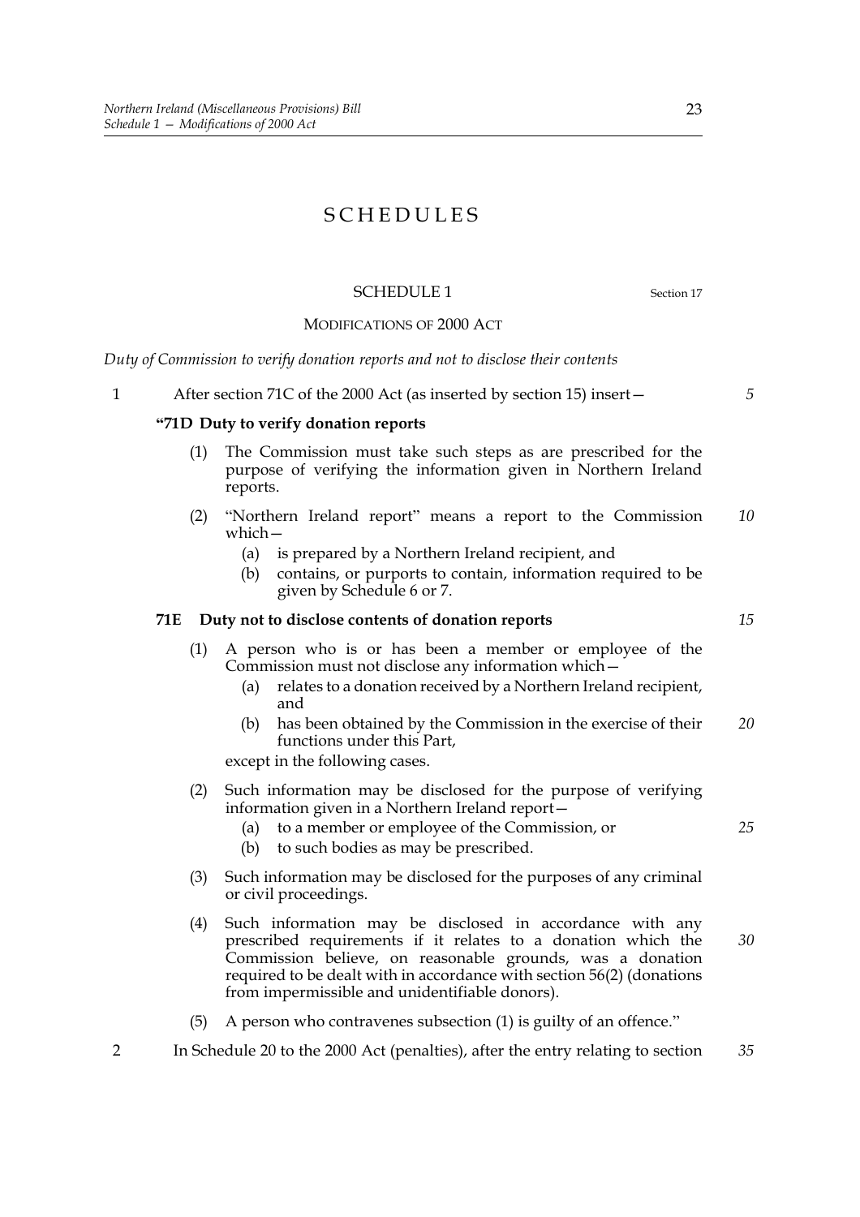# SCHEDULES

## SCHEDULE 1

Section 17

MODIFICATIONS OF 2000 ACT

*Duty of Commission to verify donation reports and not to disclose their contents*

1 After section 71C of the 2000 Act (as inserted by section 15) insert—

**"71D Duty to verify donation reports**

(1) The Commission must take such steps as are prescribed for the purpose of verifying the information given in Northern Ireland reports.

(2) "Northern Ireland report" means a report to the Commission which—

(a) is prepared by a Northern Ireland recipient, and

(b) contains, or purports to contain, information required to be given by Schedule 6 or 7.

**71E Duty not to disclose contents of donation reports**

(1) A person who is or has been a member or employee of the Commission must not disclose any information which—

(a) relates to a donation received by a Northern Ireland recipient, and

(b) has been obtained by the Commission in the exercise of their functions under this Part,

except in the following cases.

(2) Such information may be disclosed for the purpose of verifying information given in a Northern Ireland report—

(a) to a member or employee of the Commission, or

(b) to such bodies as may be prescribed.

(3) Such information may be disclosed for the purposes of any criminal or civil proceedings.

(4) Such information may be disclosed in accordance with any prescribed requirements if it relates to a donation which the Commission believe, on reasonable grounds, was a donation required to be dealt with in accordance with section 56(2) (donations from impermissible and unidentifiable donors).

(5) A person who contravenes subsection (1) is guilty of an offence."

2 In Schedule 20 to the 2000 Act (penalties), after the entry relating to section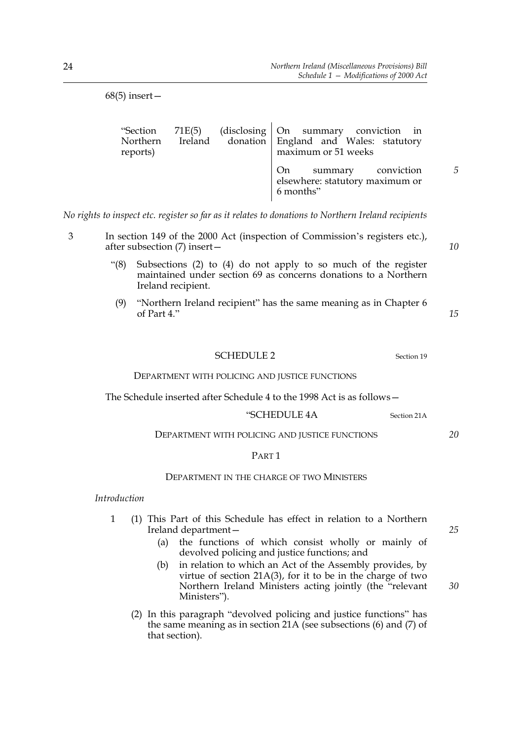68(5) insert—

| | |
|---|---|
| "Section 71E(5) (disclosing Northern Ireland donation reports) | On summary conviction in England and Wales: statutory maximum or 51 weeks |
| | On summary conviction elsewhere: statutory maximum or 6 months" |

*No rights to inspect etc. register so far as it relates to donations to Northern Ireland recipients*

3 In section 149 of the 2000 Act (inspection of Commission's registers etc.), after subsection (7) insert—

"(8) Subsections (2) to (4) do not apply to so much of the register maintained under section 69 as concerns donations to a Northern Ireland recipient.

(9) "Northern Ireland recipient" has the same meaning as in Chapter 6 of Part 4."

## SCHEDULE 2

Section 19

DEPARTMENT WITH POLICING AND JUSTICE FUNCTIONS

The Schedule inserted after Schedule 4 to the 1998 Act is as follows—

"SCHEDULE 4A

Section 21A

DEPARTMENT WITH POLICING AND JUSTICE FUNCTIONS

PART 1

DEPARTMENT IN THE CHARGE OF TWO MINISTERS

*Introduction*

1 (1) This Part of this Schedule has effect in relation to a Northern Ireland department—

(a) the functions of which consist wholly or mainly of devolved policing and justice functions; and

(b) in relation to which an Act of the Assembly provides, by virtue of section 21A(3), for it to be in the charge of two Northern Ireland Ministers acting jointly (the "relevant Ministers").

(2) In this paragraph "devolved policing and justice functions" has the same meaning as in section 21A (see subsections (6) and (7) of that section).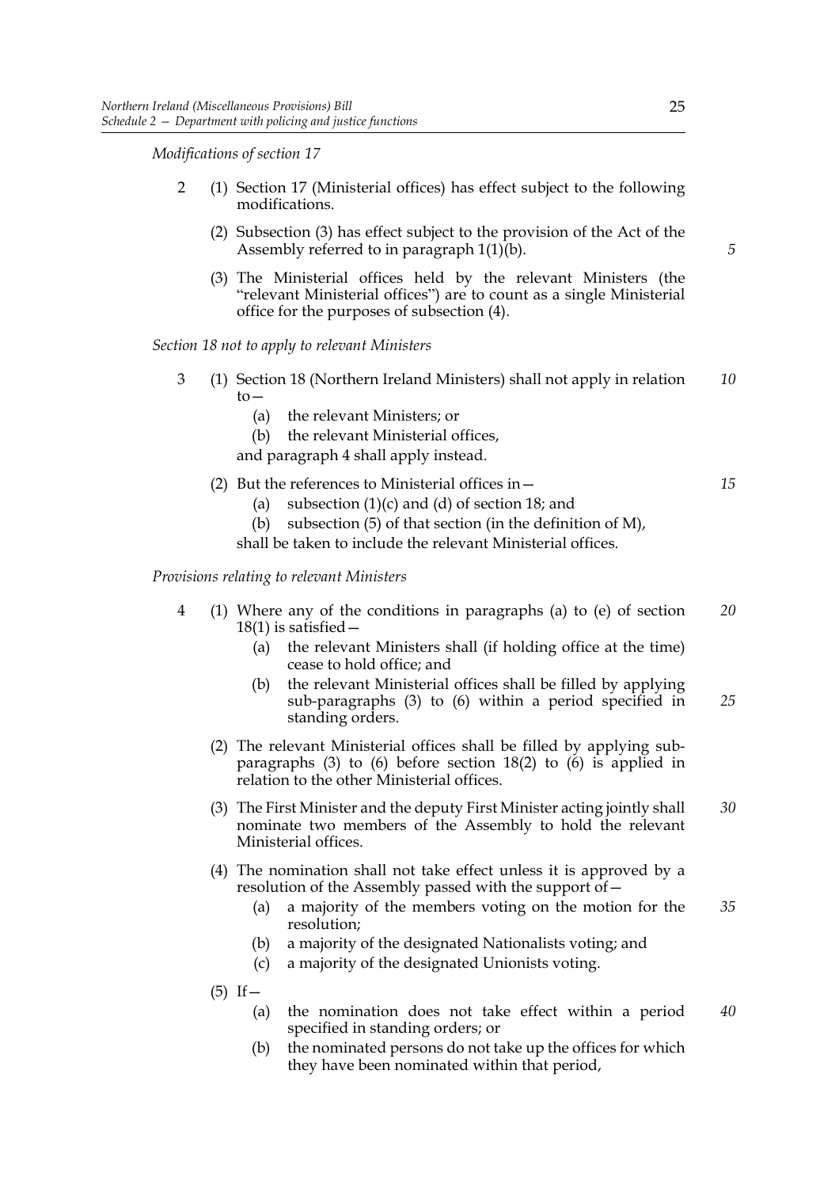*Modifications of section 17*

2 (1) Section 17 (Ministerial offices) has effect subject to the following modifications.

(2) Subsection (3) has effect subject to the provision of the Act of the Assembly referred to in paragraph 1(1)(b).

(3) The Ministerial offices held by the relevant Ministers (the "relevant Ministerial offices") are to count as a single Ministerial office for the purposes of subsection (4).

*Section 18 not to apply to relevant Ministers*

3 (1) Section 18 (Northern Ireland Ministers) shall not apply in relation to—

(a) the relevant Ministers; or

(b) the relevant Ministerial offices,

and paragraph 4 shall apply instead.

(2) But the references to Ministerial offices in—

(a) subsection (1)(c) and (d) of section 18; and

(b) subsection (5) of that section (in the definition of M),

shall be taken to include the relevant Ministerial offices.

*Provisions relating to relevant Ministers*

4 (1) Where any of the conditions in paragraphs (a) to (e) of section 18(1) is satisfied—

(a) the relevant Ministers shall (if holding office at the time) cease to hold office; and

(b) the relevant Ministerial offices shall be filled by applying sub-paragraphs (3) to (6) within a period specified in standing orders.

(2) The relevant Ministerial offices shall be filled by applying sub-paragraphs (3) to (6) before section 18(2) to (6) is applied in relation to the other Ministerial offices.

(3) The First Minister and the deputy First Minister acting jointly shall nominate two members of the Assembly to hold the relevant Ministerial offices.

(4) The nomination shall not take effect unless it is approved by a resolution of the Assembly passed with the support of—

(a) a majority of the members voting on the motion for the resolution;

(b) a majority of the designated Nationalists voting; and

(c) a majority of the designated Unionists voting.

(5) If—

(a) the nomination does not take effect within a period specified in standing orders; or

(b) the nominated persons do not take up the offices for which they have been nominated within that period,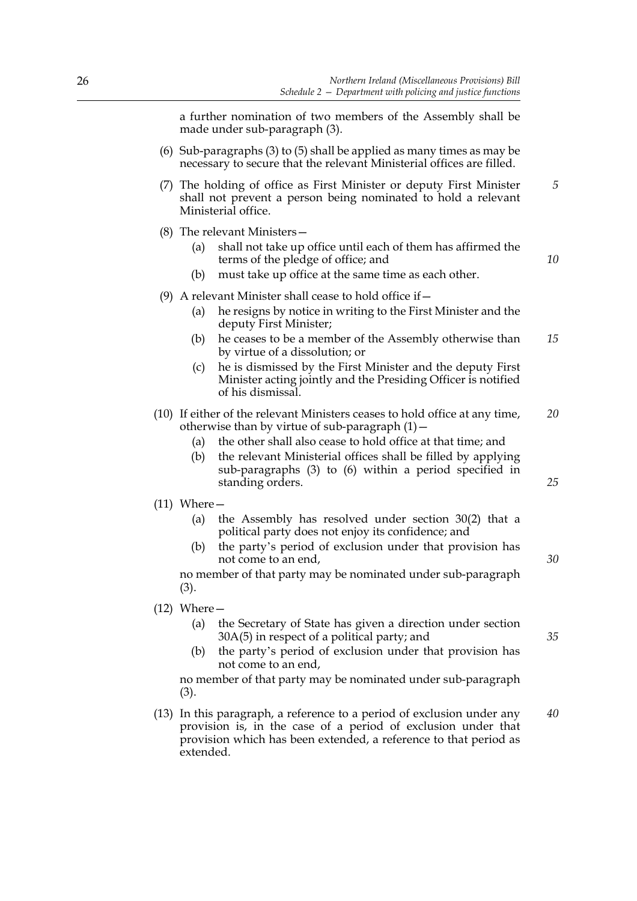a further nomination of two members of the Assembly shall be made under sub-paragraph (3).

(6) Sub-paragraphs (3) to (5) shall be applied as many times as may be necessary to secure that the relevant Ministerial offices are filled.

(7) The holding of office as First Minister or deputy First Minister shall not prevent a person being nominated to hold a relevant Ministerial office.

(8) The relevant Ministers—

(a) shall not take up office until each of them has affirmed the terms of the pledge of office; and

(b) must take up office at the same time as each other.

(9) A relevant Minister shall cease to hold office if—

(a) he resigns by notice in writing to the First Minister and the deputy First Minister;

(b) he ceases to be a member of the Assembly otherwise than by virtue of a dissolution; or

(c) he is dismissed by the First Minister and the deputy First Minister acting jointly and the Presiding Officer is notified of his dismissal.

(10) If either of the relevant Ministers ceases to hold office at any time, otherwise than by virtue of sub-paragraph (1)—

(a) the other shall also cease to hold office at that time; and

(b) the relevant Ministerial offices shall be filled by applying sub-paragraphs (3) to (6) within a period specified in standing orders.

(11) Where—

(a) the Assembly has resolved under section 30(2) that a political party does not enjoy its confidence; and

(b) the party's period of exclusion under that provision has not come to an end,

no member of that party may be nominated under sub-paragraph (3).

(12) Where—

(a) the Secretary of State has given a direction under section 30A(5) in respect of a political party; and

(b) the party's period of exclusion under that provision has not come to an end,

no member of that party may be nominated under sub-paragraph (3).

(13) In this paragraph, a reference to a period of exclusion under any provision is, in the case of a period of exclusion under that provision which has been extended, a reference to that period as extended.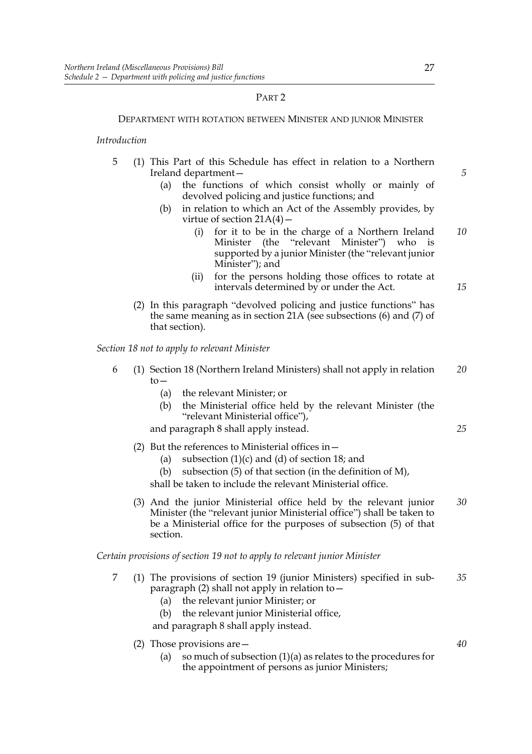## PART 2

### DEPARTMENT WITH ROTATION BETWEEN MINISTER AND JUNIOR MINISTER

*Introduction*

5 (1) This Part of this Schedule has effect in relation to a Northern Ireland department—

(a) the functions of which consist wholly or mainly of devolved policing and justice functions; and

(b) in relation to which an Act of the Assembly provides, by virtue of section 21A(4)—

(i) for it to be in the charge of a Northern Ireland Minister (the "relevant Minister") who is supported by a junior Minister (the "relevant junior Minister"); and

(ii) for the persons holding those offices to rotate at intervals determined by or under the Act.

(2) In this paragraph "devolved policing and justice functions" has the same meaning as in section 21A (see subsections (6) and (7) of that section).

*Section 18 not to apply to relevant Minister*

6 (1) Section 18 (Northern Ireland Ministers) shall not apply in relation to—

(a) the relevant Minister; or

(b) the Ministerial office held by the relevant Minister (the "relevant Ministerial office"),

and paragraph 8 shall apply instead.

(2) But the references to Ministerial offices in—

(a) subsection (1)(c) and (d) of section 18; and

(b) subsection (5) of that section (in the definition of M),

shall be taken to include the relevant Ministerial office.

(3) And the junior Ministerial office held by the relevant junior Minister (the "relevant junior Ministerial office") shall be taken to be a Ministerial office for the purposes of subsection (5) of that section.

*Certain provisions of section 19 not to apply to relevant junior Minister*

7 (1) The provisions of section 19 (junior Ministers) specified in sub-paragraph (2) shall not apply in relation to—

(a) the relevant junior Minister; or

(b) the relevant junior Ministerial office,

and paragraph 8 shall apply instead.

(2) Those provisions are—

(a) so much of subsection (1)(a) as relates to the procedures for the appointment of persons as junior Ministers;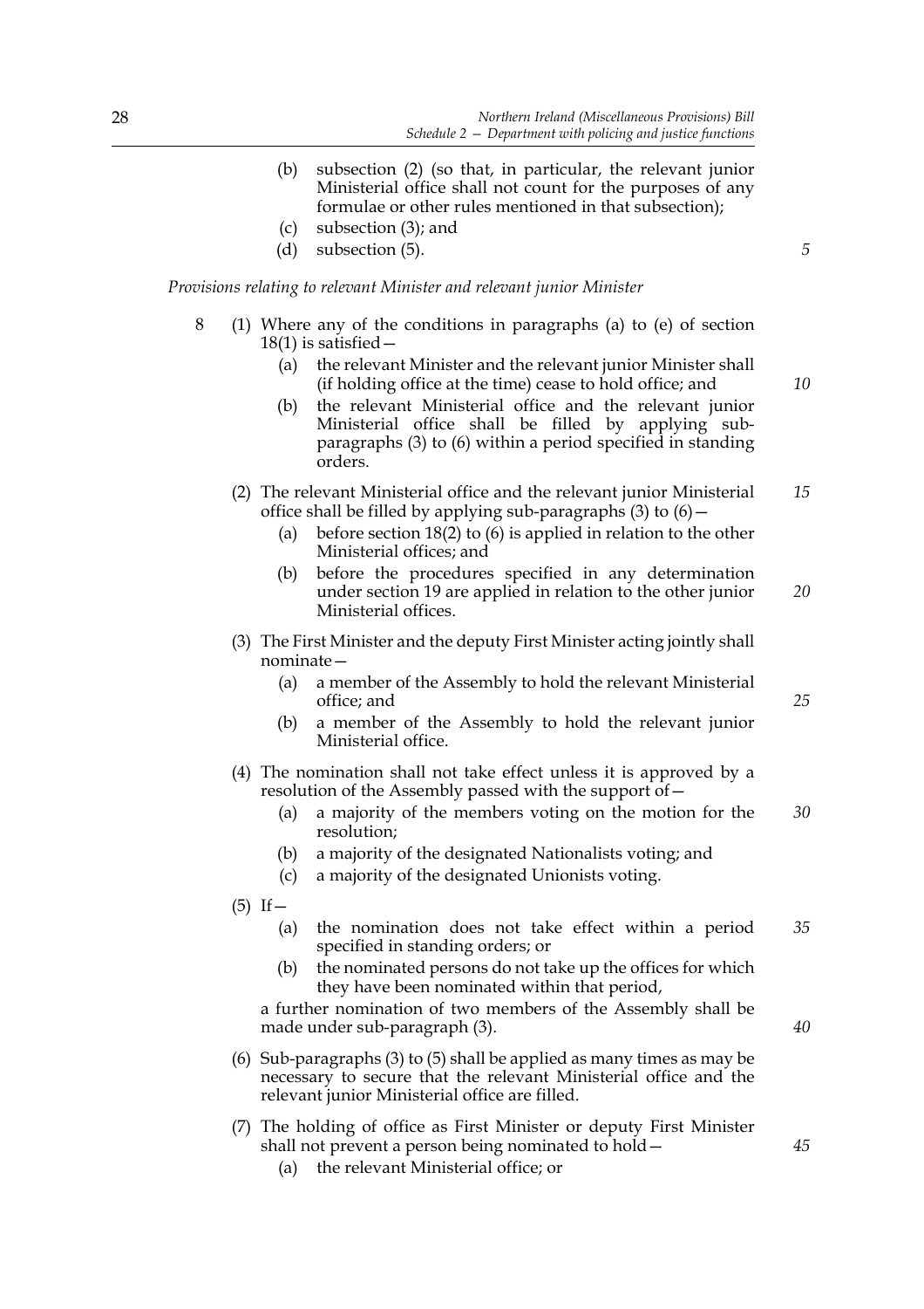(b) subsection (2) (so that, in particular, the relevant junior Ministerial office shall not count for the purposes of any formulae or other rules mentioned in that subsection);

(c) subsection (3); and

(d) subsection (5).

*Provisions relating to relevant Minister and relevant junior Minister*

8 (1) Where any of the conditions in paragraphs (a) to (e) of section 18(1) is satisfied—

(a) the relevant Minister and the relevant junior Minister shall (if holding office at the time) cease to hold office; and

(b) the relevant Ministerial office and the relevant junior Ministerial office shall be filled by applying sub-paragraphs (3) to (6) within a period specified in standing orders.

(2) The relevant Ministerial office and the relevant junior Ministerial office shall be filled by applying sub-paragraphs (3) to (6)—

(a) before section 18(2) to (6) is applied in relation to the other Ministerial offices; and

(b) before the procedures specified in any determination under section 19 are applied in relation to the other junior Ministerial offices.

(3) The First Minister and the deputy First Minister acting jointly shall nominate—

(a) a member of the Assembly to hold the relevant Ministerial office; and

(b) a member of the Assembly to hold the relevant junior Ministerial office.

(4) The nomination shall not take effect unless it is approved by a resolution of the Assembly passed with the support of—

(a) a majority of the members voting on the motion for the resolution;

(b) a majority of the designated Nationalists voting; and

(c) a majority of the designated Unionists voting.

(5) If—

(a) the nomination does not take effect within a period specified in standing orders; or

(b) the nominated persons do not take up the offices for which they have been nominated within that period,

a further nomination of two members of the Assembly shall be made under sub-paragraph (3).

(6) Sub-paragraphs (3) to (5) shall be applied as many times as may be necessary to secure that the relevant Ministerial office and the relevant junior Ministerial office are filled.

(7) The holding of office as First Minister or deputy First Minister shall not prevent a person being nominated to hold—

(a) the relevant Ministerial office; or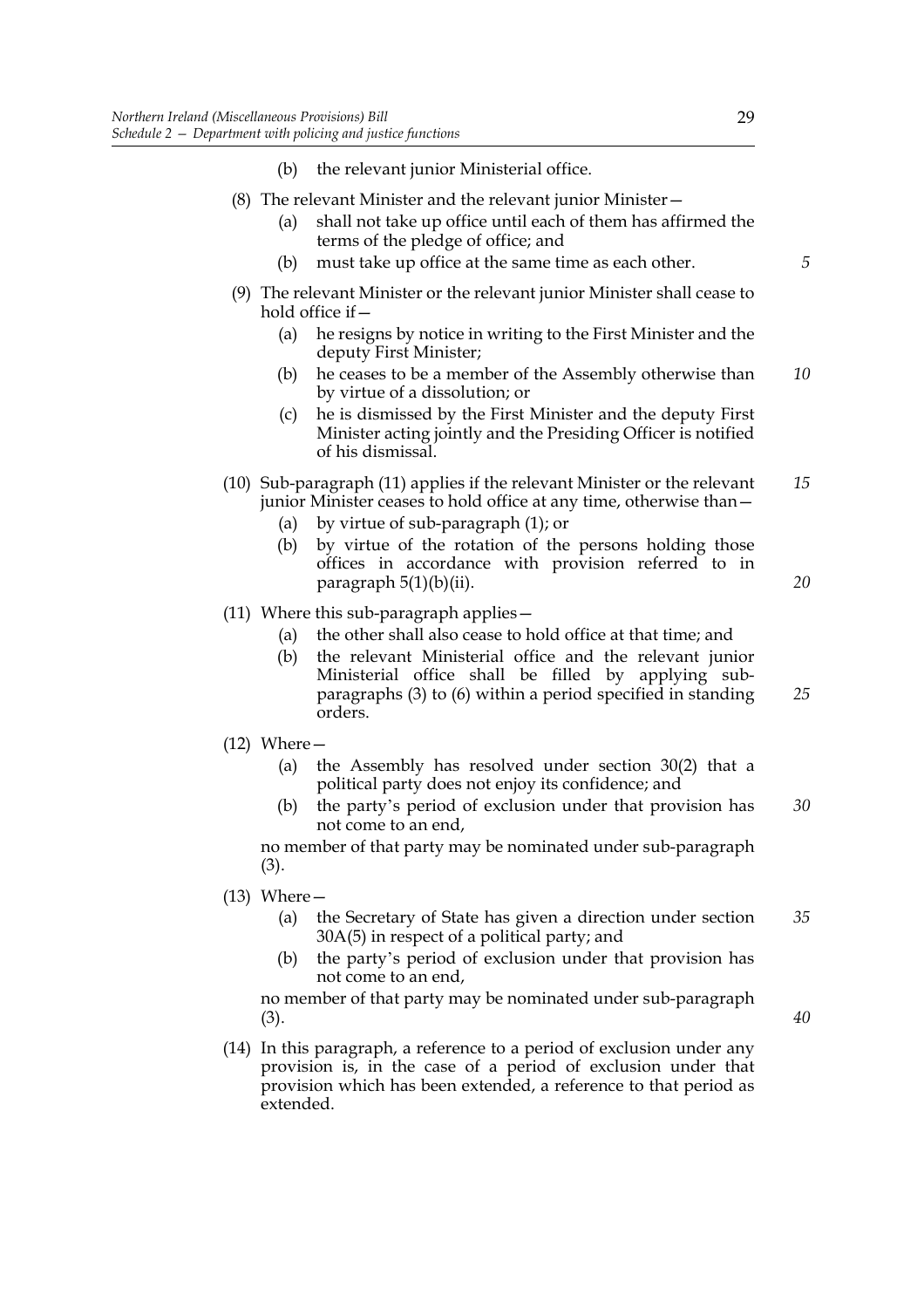(b) the relevant junior Ministerial office.

(8) The relevant Minister and the relevant junior Minister—

(a) shall not take up office until each of them has affirmed the terms of the pledge of office; and

(b) must take up office at the same time as each other.

(9) The relevant Minister or the relevant junior Minister shall cease to hold office if—

(a) he resigns by notice in writing to the First Minister and the deputy First Minister;

(b) he ceases to be a member of the Assembly otherwise than by virtue of a dissolution; or

(c) he is dismissed by the First Minister and the deputy First Minister acting jointly and the Presiding Officer is notified of his dismissal.

(10) Sub-paragraph (11) applies if the relevant Minister or the relevant junior Minister ceases to hold office at any time, otherwise than—

(a) by virtue of sub-paragraph (1); or

(b) by virtue of the rotation of the persons holding those offices in accordance with provision referred to in paragraph 5(1)(b)(ii).

(11) Where this sub-paragraph applies—

(a) the other shall also cease to hold office at that time; and

(b) the relevant Ministerial office and the relevant junior Ministerial office shall be filled by applying sub-paragraphs (3) to (6) within a period specified in standing orders.

(12) Where—

(a) the Assembly has resolved under section 30(2) that a political party does not enjoy its confidence; and

(b) the party's period of exclusion under that provision has not come to an end,

no member of that party may be nominated under sub-paragraph (3).

(13) Where—

(a) the Secretary of State has given a direction under section 30A(5) in respect of a political party; and

(b) the party's period of exclusion under that provision has not come to an end,

no member of that party may be nominated under sub-paragraph (3).

(14) In this paragraph, a reference to a period of exclusion under any provision is, in the case of a period of exclusion under that provision which has been extended, a reference to that period as extended.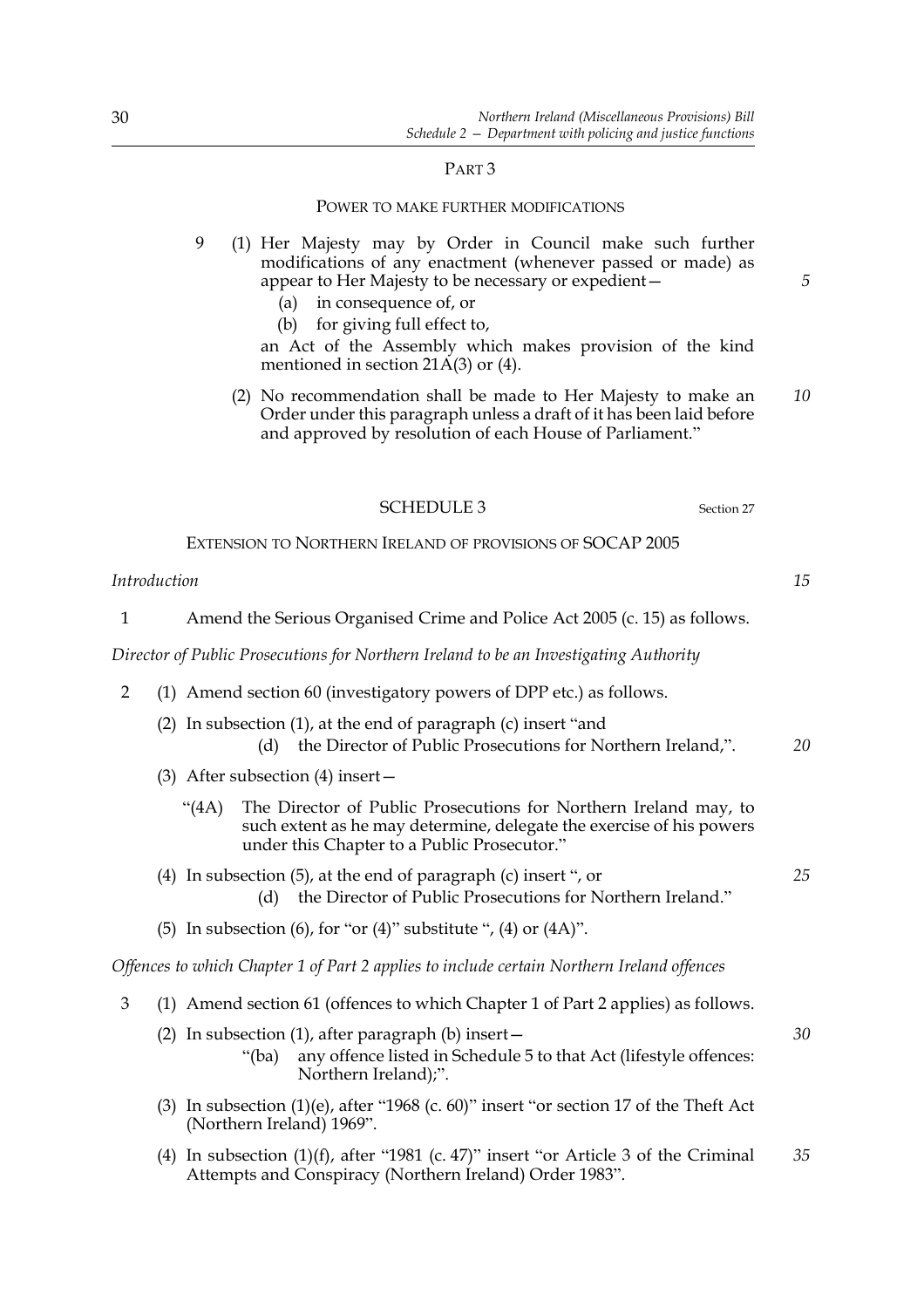PART 3

POWER TO MAKE FURTHER MODIFICATIONS

9 (1) Her Majesty may by Order in Council make such further modifications of any enactment (whenever passed or made) as appear to Her Majesty to be necessary or expedient—

- (a) in consequence of, or
- (b) for giving full effect to,

an Act of the Assembly which makes provision of the kind mentioned in section 21A(3) or (4).

(2) No recommendation shall be made to Her Majesty to make an Order under this paragraph unless a draft of it has been laid before and approved by resolution of each House of Parliament."

## SCHEDULE 3

Section 27

EXTENSION TO NORTHERN IRELAND OF PROVISIONS OF SOCAP 2005

*Introduction*

1 Amend the Serious Organised Crime and Police Act 2005 (c. 15) as follows.

*Director of Public Prosecutions for Northern Ireland to be an Investigating Authority*

2 (1) Amend section 60 (investigatory powers of DPP etc.) as follows.

(2) In subsection (1), at the end of paragraph (c) insert "and

(d) the Director of Public Prosecutions for Northern Ireland,".

(3) After subsection (4) insert—

"(4A) The Director of Public Prosecutions for Northern Ireland may, to such extent as he may determine, delegate the exercise of his powers under this Chapter to a Public Prosecutor."

(4) In subsection (5), at the end of paragraph (c) insert ", or

(d) the Director of Public Prosecutions for Northern Ireland."

(5) In subsection (6), for "or (4)" substitute ", (4) or (4A)".

*Offences to which Chapter 1 of Part 2 applies to include certain Northern Ireland offences*

3 (1) Amend section 61 (offences to which Chapter 1 of Part 2 applies) as follows.

(2) In subsection (1), after paragraph (b) insert—

"(ba) any offence listed in Schedule 5 to that Act (lifestyle offences: Northern Ireland);".

(3) In subsection (1)(e), after "1968 (c. 60)" insert "or section 17 of the Theft Act (Northern Ireland) 1969".

(4) In subsection (1)(f), after "1981 (c. 47)" insert "or Article 3 of the Criminal Attempts and Conspiracy (Northern Ireland) Order 1983".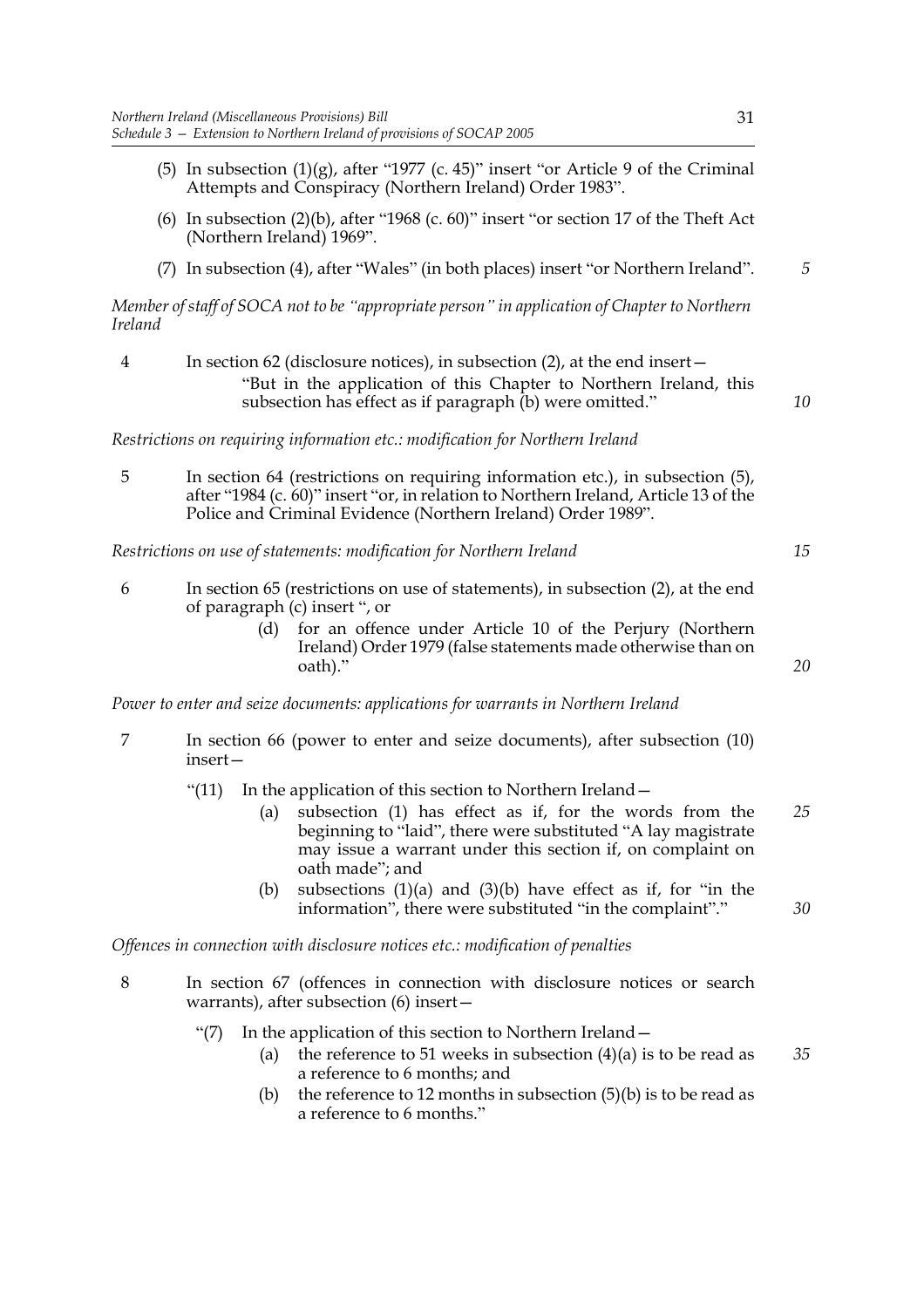(5) In subsection (1)(g), after "1977 (c. 45)" insert "or Article 9 of the Criminal Attempts and Conspiracy (Northern Ireland) Order 1983".

(6) In subsection (2)(b), after "1968 (c. 60)" insert "or section 17 of the Theft Act (Northern Ireland) 1969".

(7) In subsection (4), after "Wales" (in both places) insert "or Northern Ireland".

*Member of staff of SOCA not to be "appropriate person" in application of Chapter to Northern Ireland*

4 In section 62 (disclosure notices), in subsection (2), at the end insert—

> "But in the application of this Chapter to Northern Ireland, this subsection has effect as if paragraph (b) were omitted."

*Restrictions on requiring information etc.: modification for Northern Ireland*

5 In section 64 (restrictions on requiring information etc.), in subsection (5), after "1984 (c. 60)" insert "or, in relation to Northern Ireland, Article 13 of the Police and Criminal Evidence (Northern Ireland) Order 1989".

*Restrictions on use of statements: modification for Northern Ireland*

6 In section 65 (restrictions on use of statements), in subsection (2), at the end of paragraph (c) insert ", or

> (d) for an offence under Article 10 of the Perjury (Northern Ireland) Order 1979 (false statements made otherwise than on oath)."

*Power to enter and seize documents: applications for warrants in Northern Ireland*

7 In section 66 (power to enter and seize documents), after subsection (10) insert—

> "(11) In the application of this section to Northern Ireland—
>
> (a) subsection (1) has effect as if, for the words from the beginning to "laid", there were substituted "A lay magistrate may issue a warrant under this section if, on complaint on oath made"; and
>
> (b) subsections (1)(a) and (3)(b) have effect as if, for "in the information", there were substituted "in the complaint"."

*Offences in connection with disclosure notices etc.: modification of penalties*

8 In section 67 (offences in connection with disclosure notices or search warrants), after subsection (6) insert—

> "(7) In the application of this section to Northern Ireland—
>
> (a) the reference to 51 weeks in subsection (4)(a) is to be read as a reference to 6 months; and
>
> (b) the reference to 12 months in subsection (5)(b) is to be read as a reference to 6 months."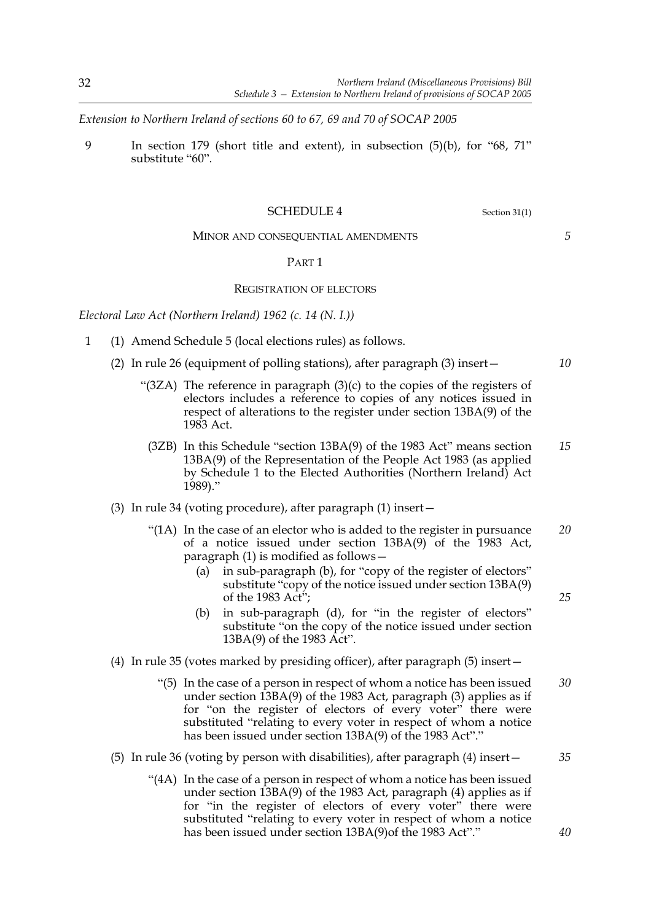*Extension to Northern Ireland of sections 60 to 67, 69 and 70 of SOCAP 2005*

9 In section 179 (short title and extent), in subsection (5)(b), for "68, 71" substitute "60".

## SCHEDULE 4

Section 31(1)

### MINOR AND CONSEQUENTIAL AMENDMENTS

#### PART 1

#### REGISTRATION OF ELECTORS

*Electoral Law Act (Northern Ireland) 1962 (c. 14 (N. I.))*

1 (1) Amend Schedule 5 (local elections rules) as follows.

(2) In rule 26 (equipment of polling stations), after paragraph (3) insert—

"(3ZA) The reference in paragraph (3)(c) to the copies of the registers of electors includes a reference to copies of any notices issued in respect of alterations to the register under section 13BA(9) of the 1983 Act.

(3ZB) In this Schedule "section 13BA(9) of the 1983 Act" means section 13BA(9) of the Representation of the People Act 1983 (as applied by Schedule 1 to the Elected Authorities (Northern Ireland) Act 1989)."

(3) In rule 34 (voting procedure), after paragraph (1) insert—

"(1A) In the case of an elector who is added to the register in pursuance of a notice issued under section 13BA(9) of the 1983 Act, paragraph (1) is modified as follows—

(a) in sub-paragraph (b), for "copy of the register of electors" substitute "copy of the notice issued under section 13BA(9) of the 1983 Act";

(b) in sub-paragraph (d), for "in the register of electors" substitute "on the copy of the notice issued under section 13BA(9) of the 1983 Act".

(4) In rule 35 (votes marked by presiding officer), after paragraph (5) insert—

"(5) In the case of a person in respect of whom a notice has been issued under section 13BA(9) of the 1983 Act, paragraph (3) applies as if for "on the register of electors of every voter" there were substituted "relating to every voter in respect of whom a notice has been issued under section 13BA(9) of the 1983 Act"."

(5) In rule 36 (voting by person with disabilities), after paragraph (4) insert—

"(4A) In the case of a person in respect of whom a notice has been issued under section 13BA(9) of the 1983 Act, paragraph (4) applies as if for "in the register of electors of every voter" there were substituted "relating to every voter in respect of whom a notice has been issued under section 13BA(9)of the 1983 Act"."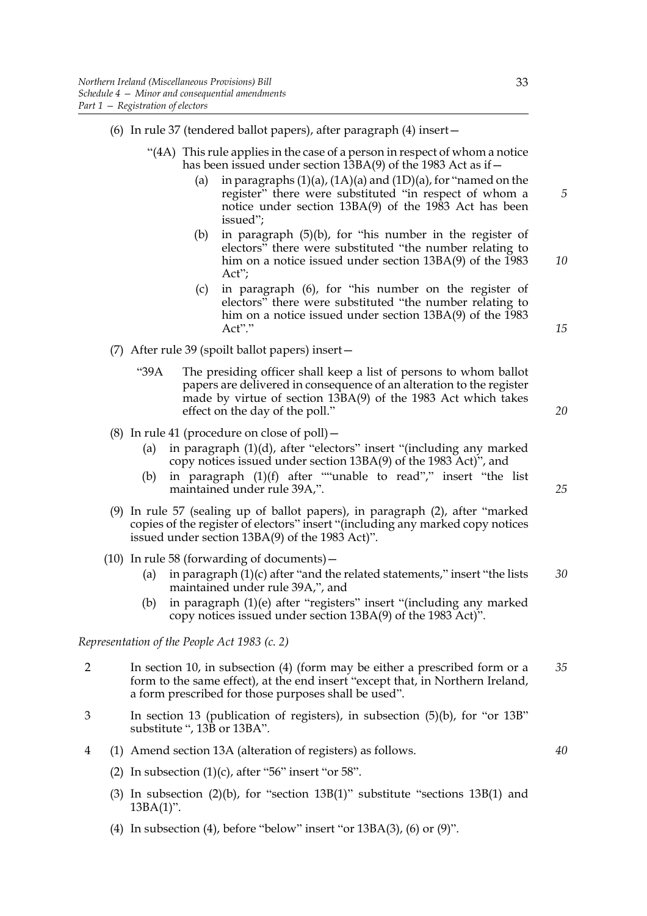(6) In rule 37 (tendered ballot papers), after paragraph (4) insert—

"(4A) This rule applies in the case of a person in respect of whom a notice has been issued under section 13BA(9) of the 1983 Act as if—

(a) in paragraphs (1)(a), (1A)(a) and (1D)(a), for "named on the register" there were substituted "in respect of whom a notice under section 13BA(9) of the 1983 Act has been issued";

(b) in paragraph (5)(b), for "his number in the register of electors" there were substituted "the number relating to him on a notice issued under section 13BA(9) of the 1983 Act";

(c) in paragraph (6), for "his number on the register of electors" there were substituted "the number relating to him on a notice issued under section 13BA(9) of the 1983 Act"."

(7) After rule 39 (spoilt ballot papers) insert—

"39A The presiding officer shall keep a list of persons to whom ballot papers are delivered in consequence of an alteration to the register made by virtue of section 13BA(9) of the 1983 Act which takes effect on the day of the poll."

(8) In rule 41 (procedure on close of poll)—

(a) in paragraph (1)(d), after "electors" insert "(including any marked copy notices issued under section 13BA(9) of the 1983 Act)", and

(b) in paragraph (1)(f) after ""unable to read"," insert "the list maintained under rule 39A,".

(9) In rule 57 (sealing up of ballot papers), in paragraph (2), after "marked copies of the register of electors" insert "(including any marked copy notices issued under section 13BA(9) of the 1983 Act)".

(10) In rule 58 (forwarding of documents)—

(a) in paragraph (1)(c) after "and the related statements," insert "the lists maintained under rule 39A,", and

(b) in paragraph (1)(e) after "registers" insert "(including any marked copy notices issued under section 13BA(9) of the 1983 Act)".

*Representation of the People Act 1983 (c. 2)*

2 In section 10, in subsection (4) (form may be either a prescribed form or a form to the same effect), at the end insert "except that, in Northern Ireland, a form prescribed for those purposes shall be used".

3 In section 13 (publication of registers), in subsection (5)(b), for "or 13B" substitute ", 13B or 13BA".

4 (1) Amend section 13A (alteration of registers) as follows.

(2) In subsection (1)(c), after "56" insert "or 58".

(3) In subsection (2)(b), for "section 13B(1)" substitute "sections 13B(1) and 13BA(1)".

(4) In subsection (4), before "below" insert "or 13BA(3), (6) or (9)".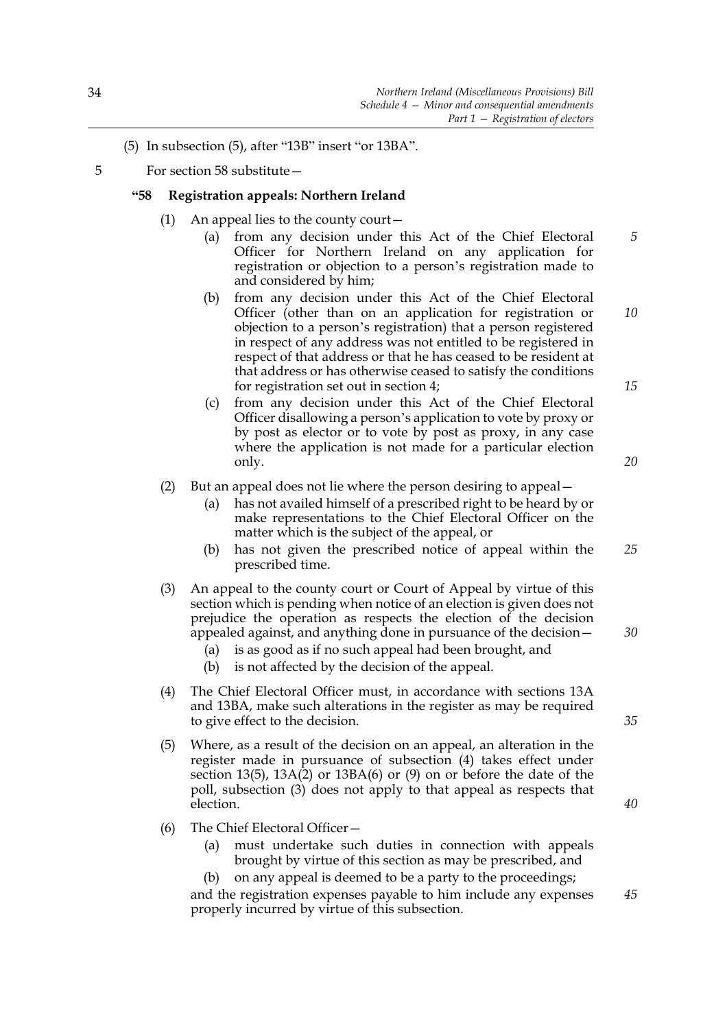(5) In subsection (5), after "13B" insert "or 13BA".

5 For section 58 substitute—

**"58 Registration appeals: Northern Ireland**

(1) An appeal lies to the county court—

(a) from any decision under this Act of the Chief Electoral Officer for Northern Ireland on any application for registration or objection to a person's registration made to and considered by him;

(b) from any decision under this Act of the Chief Electoral Officer (other than on an application for registration or objection to a person's registration) that a person registered in respect of any address was not entitled to be registered in respect of that address or that he has ceased to be resident at that address or has otherwise ceased to satisfy the conditions for registration set out in section 4;

(c) from any decision under this Act of the Chief Electoral Officer disallowing a person's application to vote by proxy or by post as elector or to vote by post as proxy, in any case where the application is not made for a particular election only.

(2) But an appeal does not lie where the person desiring to appeal—

(a) has not availed himself of a prescribed right to be heard by or make representations to the Chief Electoral Officer on the matter which is the subject of the appeal, or

(b) has not given the prescribed notice of appeal within the prescribed time.

(3) An appeal to the county court or Court of Appeal by virtue of this section which is pending when notice of an election is given does not prejudice the operation as respects the election of the decision appealed against, and anything done in pursuance of the decision—

(a) is as good as if no such appeal had been brought, and

(b) is not affected by the decision of the appeal.

(4) The Chief Electoral Officer must, in accordance with sections 13A and 13BA, make such alterations in the register as may be required to give effect to the decision.

(5) Where, as a result of the decision on an appeal, an alteration in the register made in pursuance of subsection (4) takes effect under section 13(5), 13A(2) or 13BA(6) or (9) on or before the date of the poll, subsection (3) does not apply to that appeal as respects that election.

(6) The Chief Electoral Officer—

(a) must undertake such duties in connection with appeals brought by virtue of this section as may be prescribed, and

(b) on any appeal is deemed to be a party to the proceedings;

and the registration expenses payable to him include any expenses properly incurred by virtue of this subsection.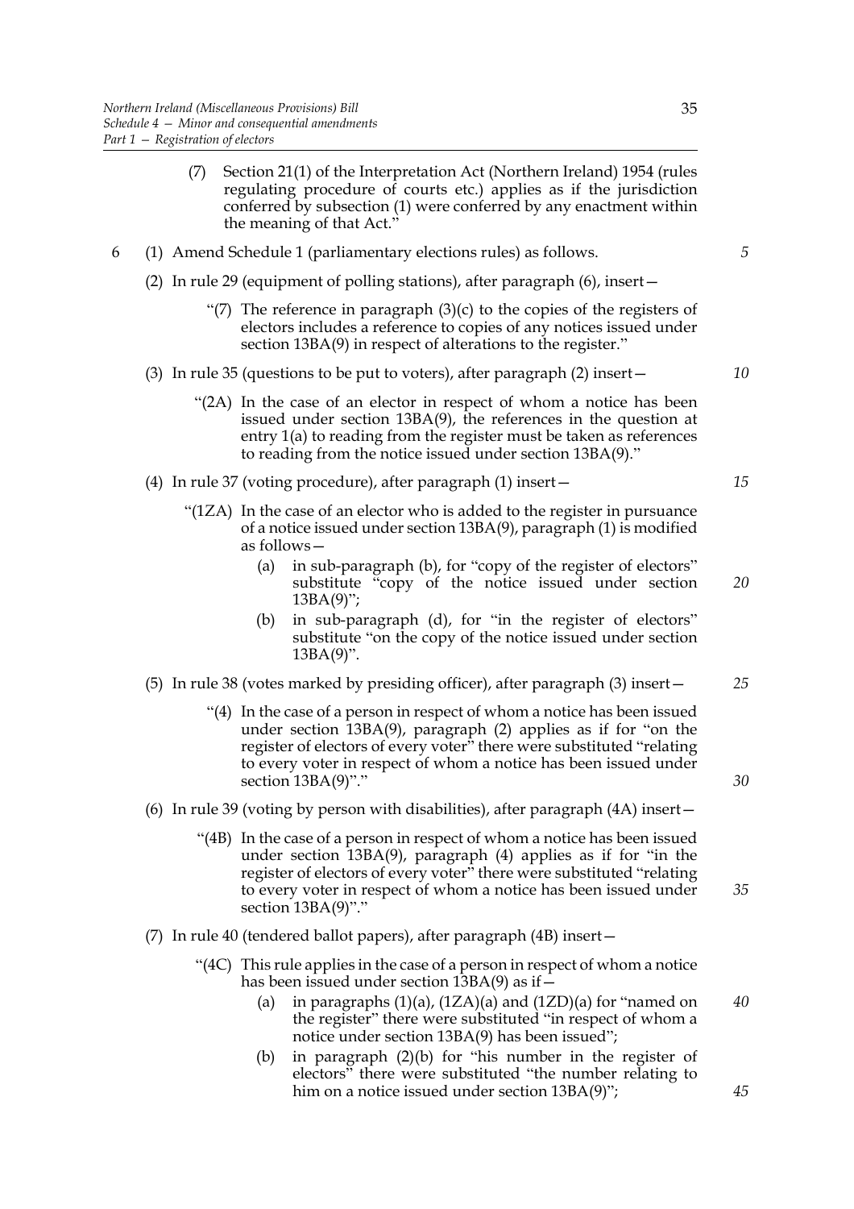(7) Section 21(1) of the Interpretation Act (Northern Ireland) 1954 (rules regulating procedure of courts etc.) applies as if the jurisdiction conferred by subsection (1) were conferred by any enactment within the meaning of that Act."

6 (1) Amend Schedule 1 (parliamentary elections rules) as follows.

(2) In rule 29 (equipment of polling stations), after paragraph (6), insert—

"(7) The reference in paragraph (3)(c) to the copies of the registers of electors includes a reference to copies of any notices issued under section 13BA(9) in respect of alterations to the register."

(3) In rule 35 (questions to be put to voters), after paragraph (2) insert—

"(2A) In the case of an elector in respect of whom a notice has been issued under section 13BA(9), the references in the question at entry 1(a) to reading from the register must be taken as references to reading from the notice issued under section 13BA(9)."

(4) In rule 37 (voting procedure), after paragraph (1) insert—

"(1ZA) In the case of an elector who is added to the register in pursuance of a notice issued under section 13BA(9), paragraph (1) is modified as follows—

(a) in sub-paragraph (b), for "copy of the register of electors" substitute "copy of the notice issued under section 13BA(9)";

(b) in sub-paragraph (d), for "in the register of electors" substitute "on the copy of the notice issued under section 13BA(9)".

(5) In rule 38 (votes marked by presiding officer), after paragraph (3) insert—

"(4) In the case of a person in respect of whom a notice has been issued under section 13BA(9), paragraph (2) applies as if for "on the register of electors of every voter" there were substituted "relating to every voter in respect of whom a notice has been issued under section 13BA(9)"."

(6) In rule 39 (voting by person with disabilities), after paragraph (4A) insert—

"(4B) In the case of a person in respect of whom a notice has been issued under section 13BA(9), paragraph (4) applies as if for "in the register of electors of every voter" there were substituted "relating to every voter in respect of whom a notice has been issued under section 13BA(9)"."

(7) In rule 40 (tendered ballot papers), after paragraph (4B) insert—

"(4C) This rule applies in the case of a person in respect of whom a notice has been issued under section 13BA(9) as if—

(a) in paragraphs (1)(a), (1ZA)(a) and (1ZD)(a) for "named on the register" there were substituted "in respect of whom a notice under section 13BA(9) has been issued";

(b) in paragraph (2)(b) for "his number in the register of electors" there were substituted "the number relating to him on a notice issued under section 13BA(9)";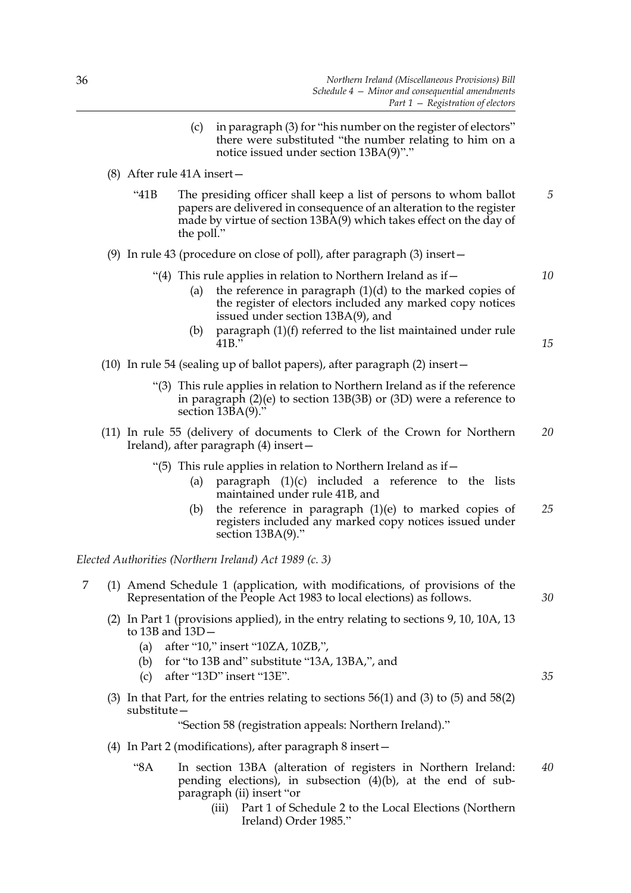(c) in paragraph (3) for "his number on the register of electors" there were substituted "the number relating to him on a notice issued under section 13BA(9)"."

(8) After rule 41A insert—

"41B The presiding officer shall keep a list of persons to whom ballot papers are delivered in consequence of an alteration to the register made by virtue of section 13BA(9) which takes effect on the day of the poll."

(9) In rule 43 (procedure on close of poll), after paragraph (3) insert—

"(4) This rule applies in relation to Northern Ireland as if—

(a) the reference in paragraph (1)(d) to the marked copies of the register of electors included any marked copy notices issued under section 13BA(9), and

(b) paragraph (1)(f) referred to the list maintained under rule 41B."

(10) In rule 54 (sealing up of ballot papers), after paragraph (2) insert—

"(3) This rule applies in relation to Northern Ireland as if the reference in paragraph (2)(e) to section 13B(3B) or (3D) were a reference to section 13BA(9)."

(11) In rule 55 (delivery of documents to Clerk of the Crown for Northern Ireland), after paragraph (4) insert—

"(5) This rule applies in relation to Northern Ireland as if—

(a) paragraph (1)(c) included a reference to the lists maintained under rule 41B, and

(b) the reference in paragraph (1)(e) to marked copies of registers included any marked copy notices issued under section 13BA(9)."

*Elected Authorities (Northern Ireland) Act 1989 (c. 3)*

7 (1) Amend Schedule 1 (application, with modifications, of provisions of the Representation of the People Act 1983 to local elections) as follows.

(2) In Part 1 (provisions applied), in the entry relating to sections 9, 10, 10A, 13 to 13B and 13D—

(a) after "10," insert "10ZA, 10ZB,",

(b) for "to 13B and" substitute "13A, 13BA,", and

(c) after "13D" insert "13E".

(3) In that Part, for the entries relating to sections 56(1) and (3) to (5) and 58(2) substitute—

"Section 58 (registration appeals: Northern Ireland)."

(4) In Part 2 (modifications), after paragraph 8 insert—

"8A In section 13BA (alteration of registers in Northern Ireland: pending elections), in subsection (4)(b), at the end of sub-paragraph (ii) insert "or

(iii) Part 1 of Schedule 2 to the Local Elections (Northern Ireland) Order 1985."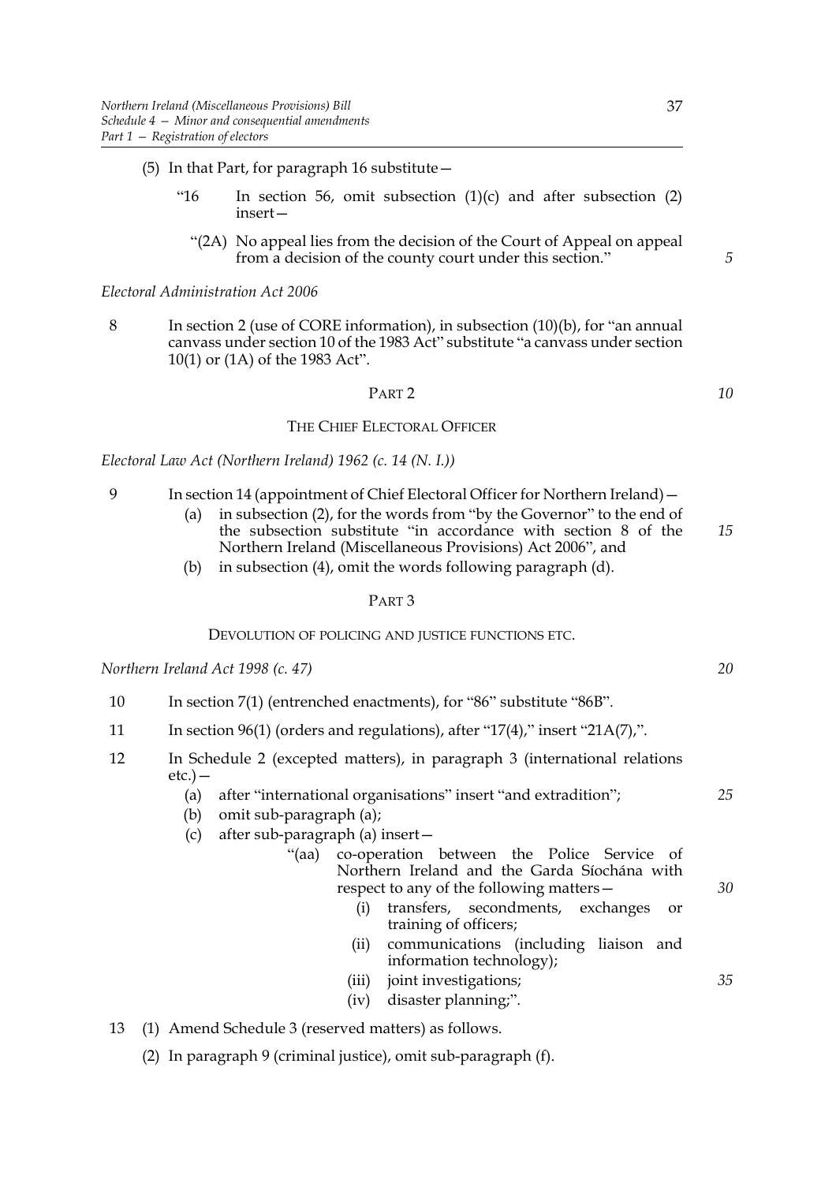(5) In that Part, for paragraph 16 substitute—

"16 In section 56, omit subsection (1)(c) and after subsection (2) insert—

"(2A) No appeal lies from the decision of the Court of Appeal on appeal from a decision of the county court under this section.""

*Electoral Administration Act 2006*

8 In section 2 (use of CORE information), in subsection (10)(b), for "an annual canvass under section 10 of the 1983 Act" substitute "a canvass under section 10(1) or (1A) of the 1983 Act".

## PART 2

## THE CHIEF ELECTORAL OFFICER

*Electoral Law Act (Northern Ireland) 1962 (c. 14 (N. I.))*

9 In section 14 (appointment of Chief Electoral Officer for Northern Ireland)—

(a) in subsection (2), for the words from "by the Governor" to the end of the subsection substitute "in accordance with section 8 of the Northern Ireland (Miscellaneous Provisions) Act 2006", and

(b) in subsection (4), omit the words following paragraph (d).

## PART 3

## DEVOLUTION OF POLICING AND JUSTICE FUNCTIONS ETC.

*Northern Ireland Act 1998 (c. 47)*

10 In section 7(1) (entrenched enactments), for "86" substitute "86B".

11 In section 96(1) (orders and regulations), after "17(4)," insert "21A(7),".

12 In Schedule 2 (excepted matters), in paragraph 3 (international relations etc.)—

(a) after "international organisations" insert "and extradition";

(b) omit sub-paragraph (a);

(c) after sub-paragraph (a) insert—

"(aa) co-operation between the Police Service of Northern Ireland and the Garda Síochána with respect to any of the following matters—

(i) transfers, secondments, exchanges or training of officers;

(ii) communications (including liaison and information technology);

(iii) joint investigations;

(iv) disaster planning;".

13 (1) Amend Schedule 3 (reserved matters) as follows.

(2) In paragraph 9 (criminal justice), omit sub-paragraph (f).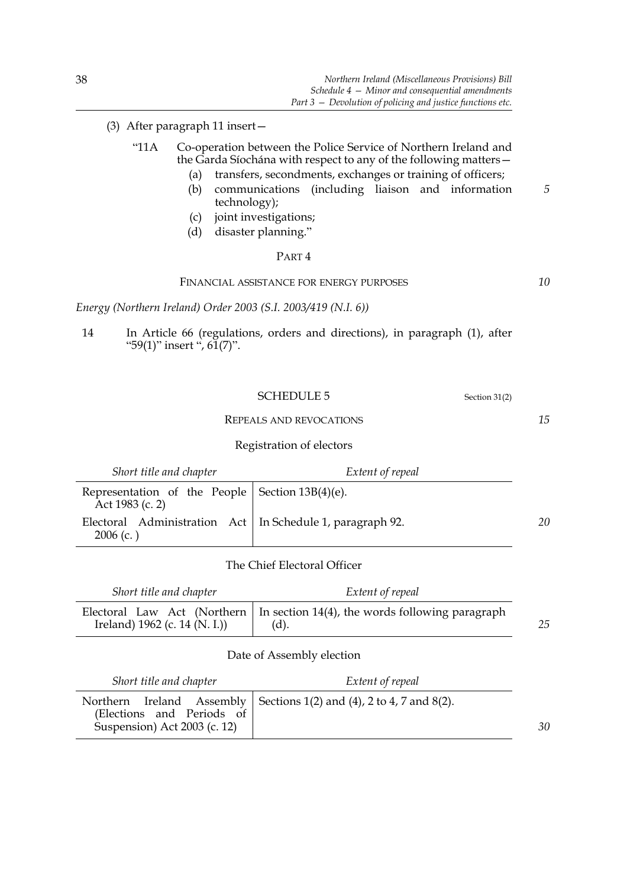(3) After paragraph 11 insert—

"11A Co-operation between the Police Service of Northern Ireland and the Garda Síochána with respect to any of the following matters—

(a) transfers, secondments, exchanges or training of officers;

(b) communications (including liaison and information technology);

(c) joint investigations;

(d) disaster planning."

PART 4

FINANCIAL ASSISTANCE FOR ENERGY PURPOSES

*Energy (Northern Ireland) Order 2003 (S.I. 2003/419 (N.I. 6))*

14 In Article 66 (regulations, orders and directions), in paragraph (1), after "59(1)" insert ", 61(7)".

## SCHEDULE 5

Section 31(2)

REPEALS AND REVOCATIONS

Registration of electors

| *Short title and chapter* | *Extent of repeal* |
|---|---|
| Representation of the People Act 1983 (c. 2) | Section 13B(4)(e). |
| Electoral Administration Act 2006 (c. ) | In Schedule 1, paragraph 92. |

The Chief Electoral Officer

| *Short title and chapter* | *Extent of repeal* |
|---|---|
| Electoral Law Act (Northern Ireland) 1962 (c. 14 (N. I.)) | In section 14(4), the words following paragraph (d). |

Date of Assembly election

| *Short title and chapter* | *Extent of repeal* |
|---|---|
| Northern Ireland Assembly (Elections and Periods of Suspension) Act 2003 (c. 12) | Sections 1(2) and (4), 2 to 4, 7 and 8(2). |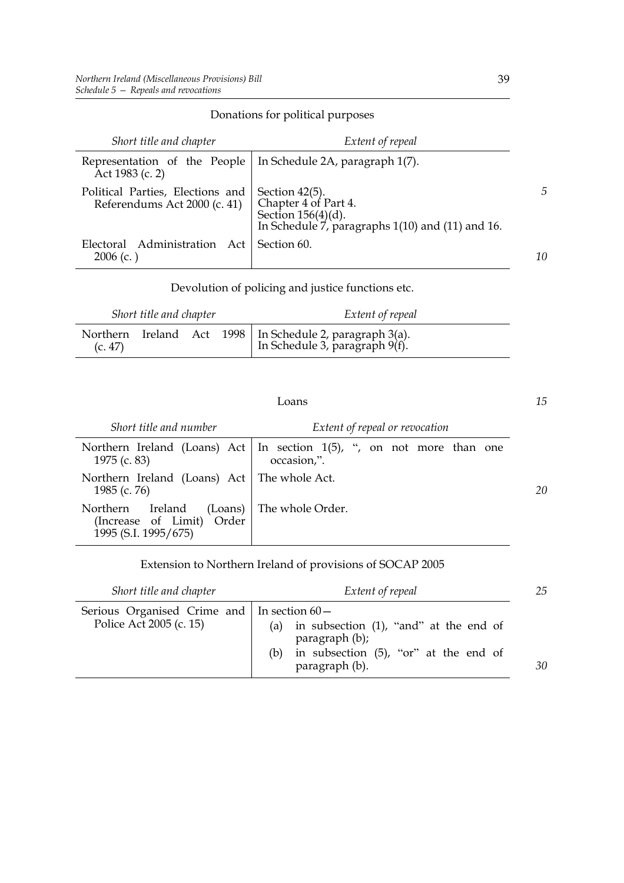### Donations for political purposes

| *Short title and chapter* | *Extent of repeal* |
|---|---|
| Representation of the People Act 1983 (c. 2) | In Schedule 2A, paragraph 1(7). |
| Political Parties, Elections and Referendums Act 2000 (c. 41) | Section 42(5).<br>Chapter 4 of Part 4.<br>Section 156(4)(d).<br>In Schedule 7, paragraphs 1(10) and (11) and 16. |
| Electoral Administration Act 2006 (c. ) | Section 60. |

### Devolution of policing and justice functions etc.

| *Short title and chapter* | *Extent of repeal* |
|---|---|
| Northern Ireland Act 1998 (c. 47) | In Schedule 2, paragraph 3(a).<br>In Schedule 3, paragraph 9(f). |

### Loans

| *Short title and number* | *Extent of repeal or revocation* |
|---|---|
| Northern Ireland (Loans) Act 1975 (c. 83) | In section 1(5), ", on not more than one occasion,". |
| Northern Ireland (Loans) Act 1985 (c. 76) | The whole Act. |
| Northern Ireland (Loans) (Increase of Limit) Order 1995 (S.I. 1995/675) | The whole Order. |

### Extension to Northern Ireland of provisions of SOCAP 2005

| *Short title and chapter* | *Extent of repeal* |
|---|---|
| Serious Organised Crime and Police Act 2005 (c. 15) | In section 60—<br>(a) in subsection (1), "and" at the end of paragraph (b);<br>(b) in subsection (5), "or" at the end of paragraph (b). |